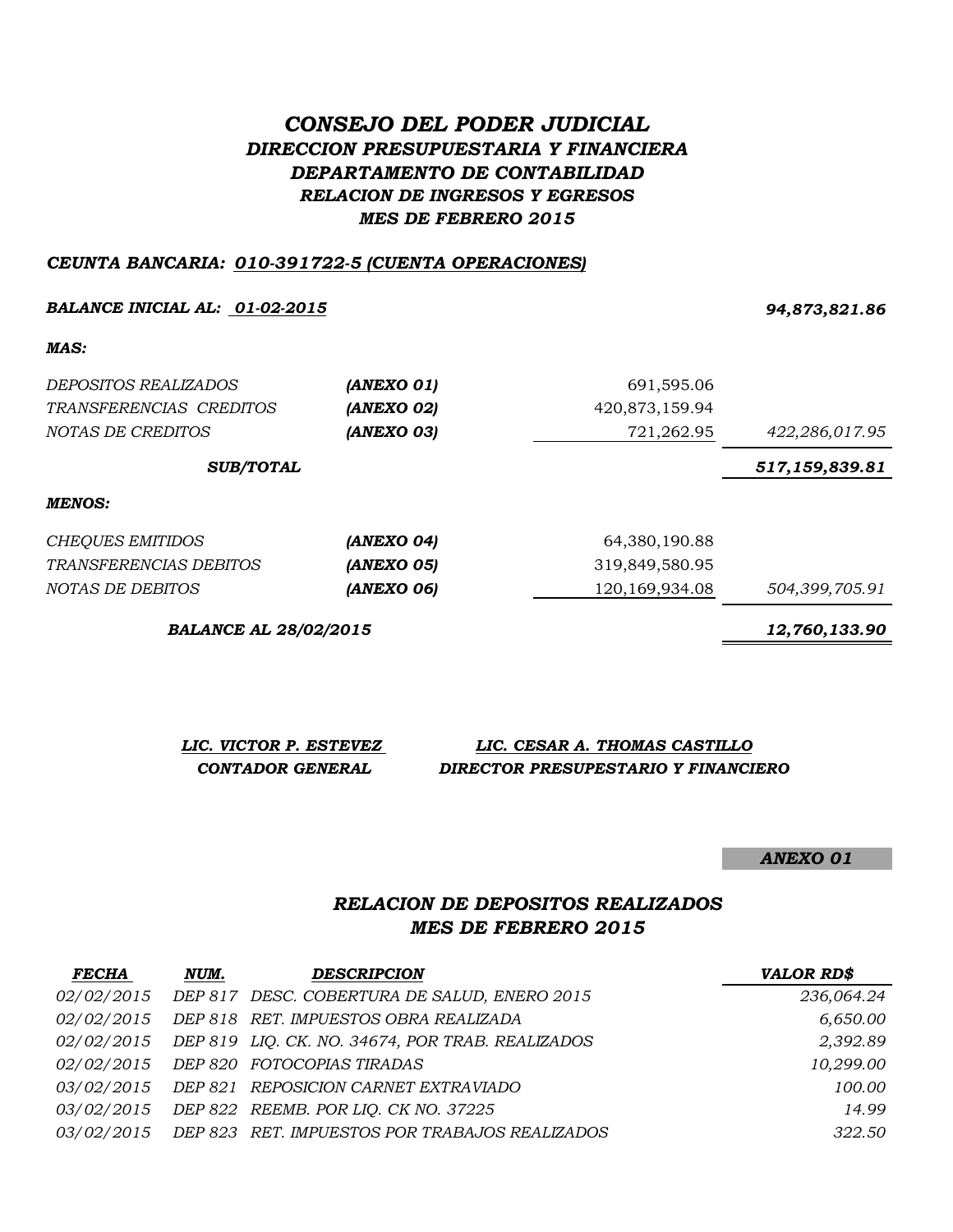# *CONSEJO DEL PODER JUDICIAL*
## *DIRECCION PRESUPUESTARIA Y FINANCIERA*
## *DEPARTAMENTO DE CONTABILIDAD*
### *RELACION DE INGRESOS Y EGRESOS*
### *MES DE FEBRERO 2015*

***CEUNTA BANCARIA: 010-391722-5 (CUENTA OPERACIONES)***

| | | | |
|---|---|---|---|
| ***BALANCE INICIAL AL: 01-02-2015*** | | | ***94,873,821.86*** |
| ***MAS:*** | | | |
| *DEPOSITOS REALIZADOS* | ***(ANEXO 01)*** | 691,595.06 | |
| *TRANSFERENCIAS CREDITOS* | ***(ANEXO 02)*** | 420,873,159.94 | |
| *NOTAS DE CREDITOS* | ***(ANEXO 03)*** | 721,262.95 | *422,286,017.95* |
| ***SUB/TOTAL*** | | | ***517,159,839.81*** |
| ***MENOS:*** | | | |
| *CHEQUES EMITIDOS* | ***(ANEXO 04)*** | 64,380,190.88 | |
| *TRANSFERENCIAS DEBITOS* | ***(ANEXO 05)*** | 319,849,580.95 | |
| *NOTAS DE DEBITOS* | ***(ANEXO 06)*** | 120,169,934.08 | *504,399,705.91* |
| ***BALANCE AL 28/02/2015*** | | | ***12,760,133.90*** |

***LIC. VICTOR P. ESTEVEZ***
***CONTADOR GENERAL***

***LIC. CESAR A. THOMAS CASTILLO***
***DIRECTOR PRESUPESTARIO Y FINANCIERO***

***ANEXO 01***

### *RELACION DE DEPOSITOS REALIZADOS*
### *MES DE FEBRERO 2015*

| ***FECHA*** | ***NUM.*** | ***DESCRIPCION*** | ***VALOR RD$*** |
|---|---|---|---|
| *02/02/2015* | *DEP 817* | *DESC. COBERTURA DE SALUD, ENERO 2015* | *236,064.24* |
| *02/02/2015* | *DEP 818* | *RET. IMPUESTOS OBRA REALIZADA* | *6,650.00* |
| *02/02/2015* | *DEP 819* | *LIQ. CK. NO. 34674, POR TRAB. REALIZADOS* | *2,392.89* |
| *02/02/2015* | *DEP 820* | *FOTOCOPIAS TIRADAS* | *10,299.00* |
| *03/02/2015* | *DEP 821* | *REPOSICION CARNET EXTRAVIADO* | *100.00* |
| *03/02/2015* | *DEP 822* | *REEMB. POR LIQ. CK NO. 37225* | *14.99* |
| *03/02/2015* | *DEP 823* | *RET. IMPUESTOS POR TRABAJOS REALIZADOS* | *322.50* |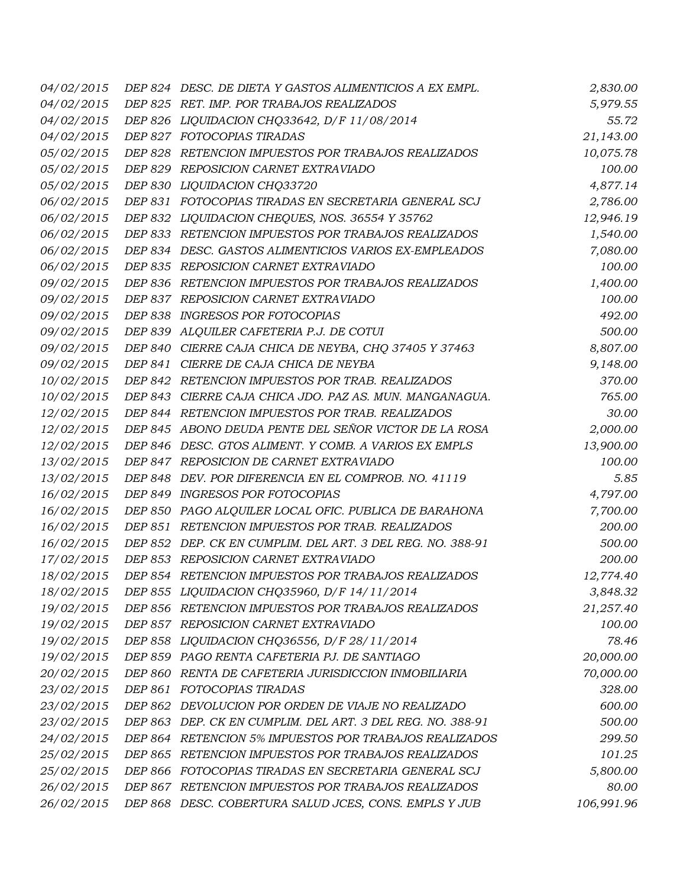| | | | |
|---|---|---|---|
| *04/02/2015* | *DEP 824* | *DESC. DE DIETA Y GASTOS ALIMENTICIOS A EX EMPL.* | *2,830.00* |
| *04/02/2015* | *DEP 825* | *RET. IMP. POR TRABAJOS REALIZADOS* | *5,979.55* |
| *04/02/2015* | *DEP 826* | *LIQUIDACION CHQ33642, D/F 11/08/2014* | *55.72* |
| *04/02/2015* | *DEP 827* | *FOTOCOPIAS TIRADAS* | *21,143.00* |
| *05/02/2015* | *DEP 828* | *RETENCION IMPUESTOS POR TRABAJOS REALIZADOS* | *10,075.78* |
| *05/02/2015* | *DEP 829* | *REPOSICION CARNET EXTRAVIADO* | *100.00* |
| *05/02/2015* | *DEP 830* | *LIQUIDACION CHQ33720* | *4,877.14* |
| *06/02/2015* | *DEP 831* | *FOTOCOPIAS TIRADAS EN SECRETARIA GENERAL SCJ* | *2,786.00* |
| *06/02/2015* | *DEP 832* | *LIQUIDACION CHEQUES, NOS. 36554 Y 35762* | *12,946.19* |
| *06/02/2015* | *DEP 833* | *RETENCION IMPUESTOS POR TRABAJOS REALIZADOS* | *1,540.00* |
| *06/02/2015* | *DEP 834* | *DESC. GASTOS ALIMENTICIOS VARIOS EX-EMPLEADOS* | *7,080.00* |
| *06/02/2015* | *DEP 835* | *REPOSICION CARNET EXTRAVIADO* | *100.00* |
| *09/02/2015* | *DEP 836* | *RETENCION IMPUESTOS POR TRABAJOS REALIZADOS* | *1,400.00* |
| *09/02/2015* | *DEP 837* | *REPOSICION CARNET EXTRAVIADO* | *100.00* |
| *09/02/2015* | *DEP 838* | *INGRESOS POR FOTOCOPIAS* | *492.00* |
| *09/02/2015* | *DEP 839* | *ALQUILER CAFETERIA P.J. DE COTUI* | *500.00* |
| *09/02/2015* | *DEP 840* | *CIERRE CAJA CHICA DE NEYBA, CHQ 37405 Y 37463* | *8,807.00* |
| *09/02/2015* | *DEP 841* | *CIERRE DE CAJA CHICA DE NEYBA* | *9,148.00* |
| *10/02/2015* | *DEP 842* | *RETENCION IMPUESTOS POR TRAB. REALIZADOS* | *370.00* |
| *10/02/2015* | *DEP 843* | *CIERRE CAJA CHICA JDO. PAZ AS. MUN. MANGANAGUA.* | *765.00* |
| *12/02/2015* | *DEP 844* | *RETENCION IMPUESTOS POR TRAB. REALIZADOS* | *30.00* |
| *12/02/2015* | *DEP 845* | *ABONO DEUDA PENTE DEL SEÑOR VICTOR DE LA ROSA* | *2,000.00* |
| *12/02/2015* | *DEP 846* | *DESC. GTOS ALIMENT. Y COMB. A VARIOS EX EMPLS* | *13,900.00* |
| *13/02/2015* | *DEP 847* | *REPOSICION DE CARNET EXTRAVIADO* | *100.00* |
| *13/02/2015* | *DEP 848* | *DEV. POR DIFERENCIA EN EL COMPROB. NO. 41119* | *5.85* |
| *16/02/2015* | *DEP 849* | *INGRESOS POR FOTOCOPIAS* | *4,797.00* |
| *16/02/2015* | *DEP 850* | *PAGO ALQUILER LOCAL OFIC. PUBLICA DE BARAHONA* | *7,700.00* |
| *16/02/2015* | *DEP 851* | *RETENCION IMPUESTOS POR TRAB. REALIZADOS* | *200.00* |
| *16/02/2015* | *DEP 852* | *DEP. CK EN CUMPLIM. DEL ART. 3 DEL REG. NO. 388-91* | *500.00* |
| *17/02/2015* | *DEP 853* | *REPOSICION CARNET EXTRAVIADO* | *200.00* |
| *18/02/2015* | *DEP 854* | *RETENCION IMPUESTOS POR TRABAJOS REALIZADOS* | *12,774.40* |
| *18/02/2015* | *DEP 855* | *LIQUIDACION CHQ35960, D/F 14/11/2014* | *3,848.32* |
| *19/02/2015* | *DEP 856* | *RETENCION IMPUESTOS POR TRABAJOS REALIZADOS* | *21,257.40* |
| *19/02/2015* | *DEP 857* | *REPOSICION CARNET EXTRAVIADO* | *100.00* |
| *19/02/2015* | *DEP 858* | *LIQUIDACION CHQ36556, D/F 28/11/2014* | *78.46* |
| *19/02/2015* | *DEP 859* | *PAGO RENTA CAFETERIA PJ. DE SANTIAGO* | *20,000.00* |
| *20/02/2015* | *DEP 860* | *RENTA DE CAFETERIA JURISDICCION INMOBILIARIA* | *70,000.00* |
| *23/02/2015* | *DEP 861* | *FOTOCOPIAS TIRADAS* | *328.00* |
| *23/02/2015* | *DEP 862* | *DEVOLUCION POR ORDEN DE VIAJE NO REALIZADO* | *600.00* |
| *23/02/2015* | *DEP 863* | *DEP. CK EN CUMPLIM. DEL ART. 3 DEL REG. NO. 388-91* | *500.00* |
| *24/02/2015* | *DEP 864* | *RETENCION 5% IMPUESTOS POR TRABAJOS REALIZADOS* | *299.50* |
| *25/02/2015* | *DEP 865* | *RETENCION IMPUESTOS POR TRABAJOS REALIZADOS* | *101.25* |
| *25/02/2015* | *DEP 866* | *FOTOCOPIAS TIRADAS EN SECRETARIA GENERAL SCJ* | *5,800.00* |
| *26/02/2015* | *DEP 867* | *RETENCION IMPUESTOS POR TRABAJOS REALIZADOS* | *80.00* |
| *26/02/2015* | *DEP 868* | *DESC. COBERTURA SALUD JCES, CONS. EMPLS Y JUB* | *106,991.96* |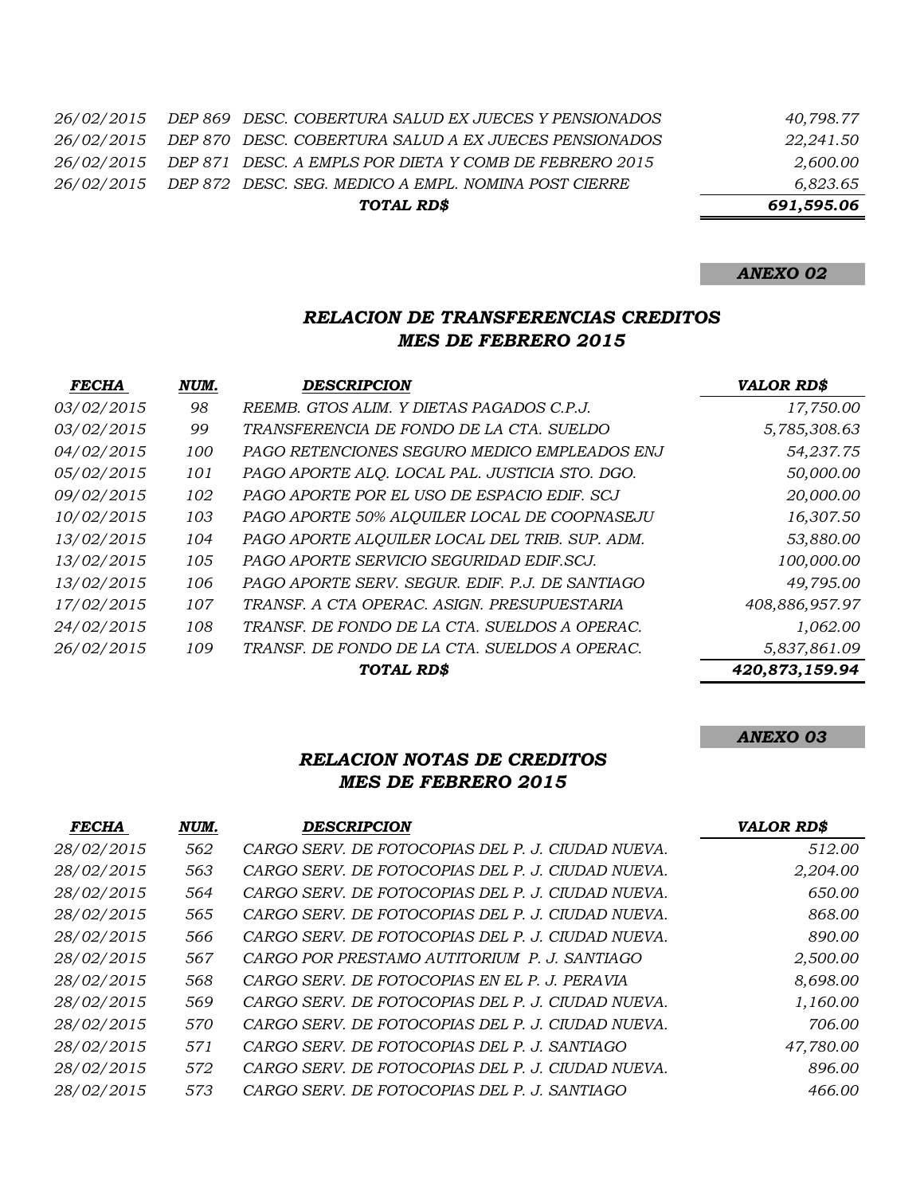| | | | |
|---|---|---|---|
| *26/02/2015* | *DEP 869* | *DESC. COBERTURA SALUD EX JUECES Y PENSIONADOS* | *40,798.77* |
| *26/02/2015* | *DEP 870* | *DESC. COBERTURA SALUD A EX JUECES PENSIONADOS* | *22,241.50* |
| *26/02/2015* | *DEP 871* | *DESC. A EMPLS POR DIETA Y COMB DE FEBRERO 2015* | *2,600.00* |
| *26/02/2015* | *DEP 872* | *DESC. SEG. MEDICO A EMPL. NOMINA POST CIERRE* | *6,823.65* |
| | | ***TOTAL RD$*** | ***691,595.06*** |

***ANEXO 02***

## *RELACION DE TRANSFERENCIAS CREDITOS*
## *MES DE FEBRERO 2015*

| ***FECHA*** | ***NUM.*** | ***DESCRIPCION*** | ***VALOR RD$*** |
|---|---|---|---|
| *03/02/2015* | *98* | *REEMB. GTOS ALIM. Y DIETAS PAGADOS C.P.J.* | *17,750.00* |
| *03/02/2015* | *99* | *TRANSFERENCIA DE FONDO DE LA CTA. SUELDO* | *5,785,308.63* |
| *04/02/2015* | *100* | *PAGO RETENCIONES SEGURO MEDICO EMPLEADOS ENJ* | *54,237.75* |
| *05/02/2015* | *101* | *PAGO APORTE ALQ. LOCAL PAL. JUSTICIA STO. DGO.* | *50,000.00* |
| *09/02/2015* | *102* | *PAGO APORTE POR EL USO DE ESPACIO EDIF. SCJ* | *20,000.00* |
| *10/02/2015* | *103* | *PAGO APORTE 50% ALQUILER LOCAL DE COOPNASEJU* | *16,307.50* |
| *13/02/2015* | *104* | *PAGO APORTE ALQUILER LOCAL DEL TRIB. SUP. ADM.* | *53,880.00* |
| *13/02/2015* | *105* | *PAGO APORTE SERVICIO SEGURIDAD EDIF.SCJ.* | *100,000.00* |
| *13/02/2015* | *106* | *PAGO APORTE SERV. SEGUR. EDIF. P.J. DE SANTIAGO* | *49,795.00* |
| *17/02/2015* | *107* | *TRANSF. A CTA OPERAC. ASIGN. PRESUPUESTARIA* | *408,886,957.97* |
| *24/02/2015* | *108* | *TRANSF. DE FONDO DE LA CTA. SUELDOS A OPERAC.* | *1,062.00* |
| *26/02/2015* | *109* | *TRANSF. DE FONDO DE LA CTA. SUELDOS A OPERAC.* | *5,837,861.09* |
| | | ***TOTAL RD$*** | ***420,873,159.94*** |

***ANEXO 03***

## *RELACION NOTAS DE CREDITOS*
## *MES DE FEBRERO 2015*

| ***FECHA*** | ***NUM.*** | ***DESCRIPCION*** | ***VALOR RD$*** |
|---|---|---|---|
| *28/02/2015* | *562* | *CARGO SERV. DE FOTOCOPIAS DEL P. J. CIUDAD NUEVA.* | *512.00* |
| *28/02/2015* | *563* | *CARGO SERV. DE FOTOCOPIAS DEL P. J. CIUDAD NUEVA.* | *2,204.00* |
| *28/02/2015* | *564* | *CARGO SERV. DE FOTOCOPIAS DEL P. J. CIUDAD NUEVA.* | *650.00* |
| *28/02/2015* | *565* | *CARGO SERV. DE FOTOCOPIAS DEL P. J. CIUDAD NUEVA.* | *868.00* |
| *28/02/2015* | *566* | *CARGO SERV. DE FOTOCOPIAS DEL P. J. CIUDAD NUEVA.* | *890.00* |
| *28/02/2015* | *567* | *CARGO POR PRESTAMO AUTITORIUM P. J. SANTIAGO* | *2,500.00* |
| *28/02/2015* | *568* | *CARGO SERV. DE FOTOCOPIAS EN EL P. J. PERAVIA* | *8,698.00* |
| *28/02/2015* | *569* | *CARGO SERV. DE FOTOCOPIAS DEL P. J. CIUDAD NUEVA.* | *1,160.00* |
| *28/02/2015* | *570* | *CARGO SERV. DE FOTOCOPIAS DEL P. J. CIUDAD NUEVA.* | *706.00* |
| *28/02/2015* | *571* | *CARGO SERV. DE FOTOCOPIAS DEL P. J. SANTIAGO* | *47,780.00* |
| *28/02/2015* | *572* | *CARGO SERV. DE FOTOCOPIAS DEL P. J. CIUDAD NUEVA.* | *896.00* |
| *28/02/2015* | *573* | *CARGO SERV. DE FOTOCOPIAS DEL P. J. SANTIAGO* | *466.00* |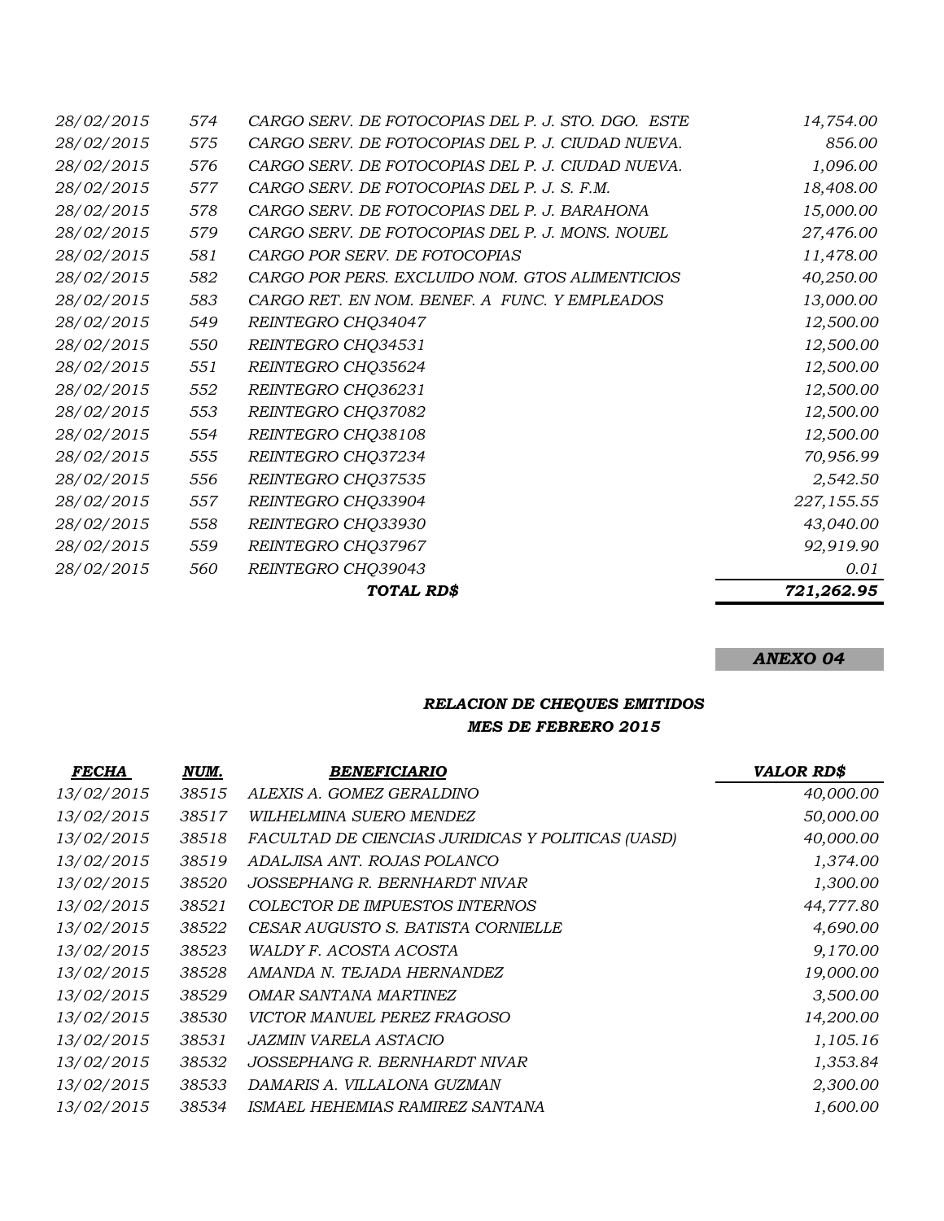| | | | |
|---|---|---|---|
| *28/02/2015* | *574* | *CARGO SERV. DE FOTOCOPIAS DEL P. J. STO. DGO. ESTE* | *14,754.00* |
| *28/02/2015* | *575* | *CARGO SERV. DE FOTOCOPIAS DEL P. J. CIUDAD NUEVA.* | *856.00* |
| *28/02/2015* | *576* | *CARGO SERV. DE FOTOCOPIAS DEL P. J. CIUDAD NUEVA.* | *1,096.00* |
| *28/02/2015* | *577* | *CARGO SERV. DE FOTOCOPIAS DEL P. J. S. F.M.* | *18,408.00* |
| *28/02/2015* | *578* | *CARGO SERV. DE FOTOCOPIAS DEL P. J. BARAHONA* | *15,000.00* |
| *28/02/2015* | *579* | *CARGO SERV. DE FOTOCOPIAS DEL P. J. MONS. NOUEL* | *27,476.00* |
| *28/02/2015* | *581* | *CARGO POR SERV. DE FOTOCOPIAS* | *11,478.00* |
| *28/02/2015* | *582* | *CARGO POR PERS. EXCLUIDO NOM. GTOS ALIMENTICIOS* | *40,250.00* |
| *28/02/2015* | *583* | *CARGO RET. EN NOM. BENEF. A FUNC. Y EMPLEADOS* | *13,000.00* |
| *28/02/2015* | *549* | *REINTEGRO CHQ34047* | *12,500.00* |
| *28/02/2015* | *550* | *REINTEGRO CHQ34531* | *12,500.00* |
| *28/02/2015* | *551* | *REINTEGRO CHQ35624* | *12,500.00* |
| *28/02/2015* | *552* | *REINTEGRO CHQ36231* | *12,500.00* |
| *28/02/2015* | *553* | *REINTEGRO CHQ37082* | *12,500.00* |
| *28/02/2015* | *554* | *REINTEGRO CHQ38108* | *12,500.00* |
| *28/02/2015* | *555* | *REINTEGRO CHQ37234* | *70,956.99* |
| *28/02/2015* | *556* | *REINTEGRO CHQ37535* | *2,542.50* |
| *28/02/2015* | *557* | *REINTEGRO CHQ33904* | *227,155.55* |
| *28/02/2015* | *558* | *REINTEGRO CHQ33930* | *43,040.00* |
| *28/02/2015* | *559* | *REINTEGRO CHQ37967* | *92,919.90* |
| *28/02/2015* | *560* | *REINTEGRO CHQ39043* | *0.01* |
| | | ***TOTAL RD$*** | ***721,262.95*** |

***ANEXO 04***

### *RELACION DE CHEQUES EMITIDOS*
### *MES DE FEBRERO 2015*

| ***FECHA*** | ***NUM.*** | ***BENEFICIARIO*** | ***VALOR RD$*** |
|---|---|---|---|
| *13/02/2015* | *38515* | *ALEXIS A. GOMEZ GERALDINO* | *40,000.00* |
| *13/02/2015* | *38517* | *WILHELMINA SUERO MENDEZ* | *50,000.00* |
| *13/02/2015* | *38518* | *FACULTAD DE CIENCIAS JURIDICAS Y POLITICAS (UASD)* | *40,000.00* |
| *13/02/2015* | *38519* | *ADALJISA ANT. ROJAS POLANCO* | *1,374.00* |
| *13/02/2015* | *38520* | *JOSSEPHANG R. BERNHARDT NIVAR* | *1,300.00* |
| *13/02/2015* | *38521* | *COLECTOR DE IMPUESTOS INTERNOS* | *44,777.80* |
| *13/02/2015* | *38522* | *CESAR AUGUSTO S. BATISTA CORNIELLE* | *4,690.00* |
| *13/02/2015* | *38523* | *WALDY F. ACOSTA ACOSTA* | *9,170.00* |
| *13/02/2015* | *38528* | *AMANDA N. TEJADA HERNANDEZ* | *19,000.00* |
| *13/02/2015* | *38529* | *OMAR SANTANA MARTINEZ* | *3,500.00* |
| *13/02/2015* | *38530* | *VICTOR MANUEL PEREZ FRAGOSO* | *14,200.00* |
| *13/02/2015* | *38531* | *JAZMIN VARELA ASTACIO* | *1,105.16* |
| *13/02/2015* | *38532* | *JOSSEPHANG R. BERNHARDT NIVAR* | *1,353.84* |
| *13/02/2015* | *38533* | *DAMARIS A. VILLALONA GUZMAN* | *2,300.00* |
| *13/02/2015* | *38534* | *ISMAEL HEHEMIAS RAMIREZ SANTANA* | *1,600.00* |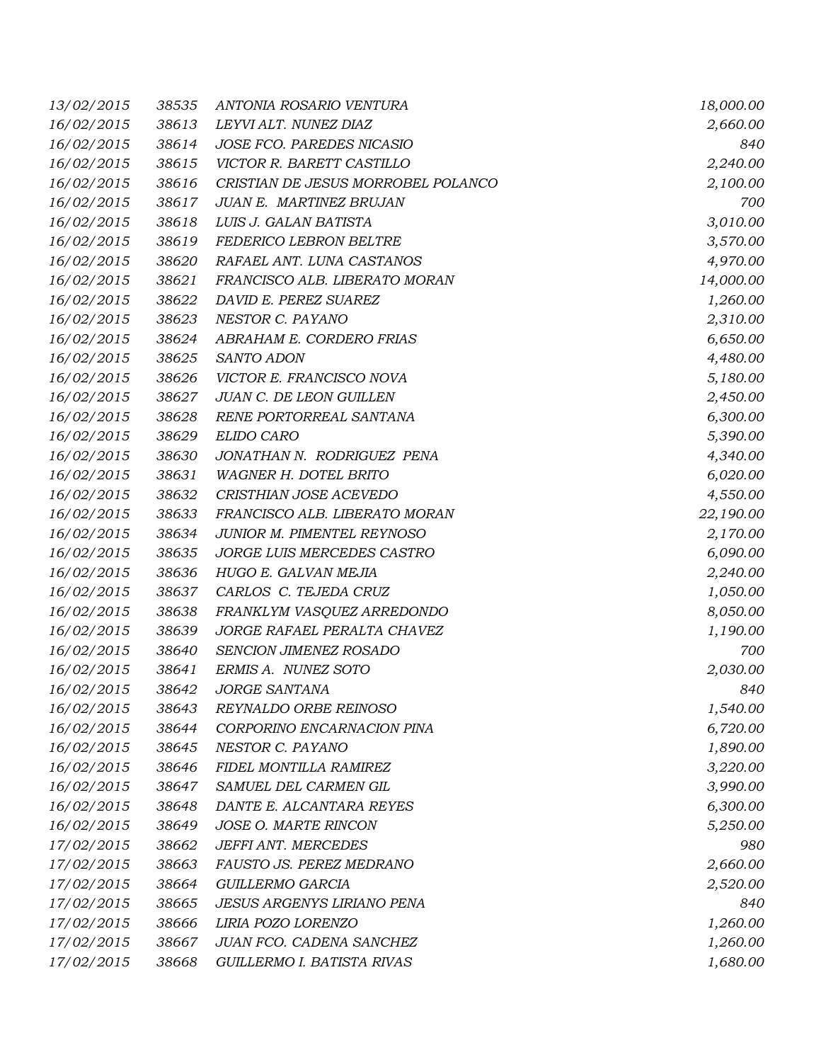| | | | |
|---|---|---|---|
| 13/02/2015 | 38535 | ANTONIA ROSARIO VENTURA | 18,000.00 |
| 16/02/2015 | 38613 | LEYVI ALT. NUNEZ DIAZ | 2,660.00 |
| 16/02/2015 | 38614 | JOSE FCO. PAREDES NICASIO | 840 |
| 16/02/2015 | 38615 | VICTOR R. BARETT CASTILLO | 2,240.00 |
| 16/02/2015 | 38616 | CRISTIAN DE JESUS MORROBEL POLANCO | 2,100.00 |
| 16/02/2015 | 38617 | JUAN E. MARTINEZ BRUJAN | 700 |
| 16/02/2015 | 38618 | LUIS J. GALAN BATISTA | 3,010.00 |
| 16/02/2015 | 38619 | FEDERICO LEBRON BELTRE | 3,570.00 |
| 16/02/2015 | 38620 | RAFAEL ANT. LUNA CASTANOS | 4,970.00 |
| 16/02/2015 | 38621 | FRANCISCO ALB. LIBERATO MORAN | 14,000.00 |
| 16/02/2015 | 38622 | DAVID E. PEREZ SUAREZ | 1,260.00 |
| 16/02/2015 | 38623 | NESTOR C. PAYANO | 2,310.00 |
| 16/02/2015 | 38624 | ABRAHAM E. CORDERO FRIAS | 6,650.00 |
| 16/02/2015 | 38625 | SANTO ADON | 4,480.00 |
| 16/02/2015 | 38626 | VICTOR E. FRANCISCO NOVA | 5,180.00 |
| 16/02/2015 | 38627 | JUAN C. DE LEON GUILLEN | 2,450.00 |
| 16/02/2015 | 38628 | RENE PORTORREAL SANTANA | 6,300.00 |
| 16/02/2015 | 38629 | ELIDO CARO | 5,390.00 |
| 16/02/2015 | 38630 | JONATHAN N. RODRIGUEZ PENA | 4,340.00 |
| 16/02/2015 | 38631 | WAGNER H. DOTEL BRITO | 6,020.00 |
| 16/02/2015 | 38632 | CRISTHIAN JOSE ACEVEDO | 4,550.00 |
| 16/02/2015 | 38633 | FRANCISCO ALB. LIBERATO MORAN | 22,190.00 |
| 16/02/2015 | 38634 | JUNIOR M. PIMENTEL REYNOSO | 2,170.00 |
| 16/02/2015 | 38635 | JORGE LUIS MERCEDES CASTRO | 6,090.00 |
| 16/02/2015 | 38636 | HUGO E. GALVAN MEJIA | 2,240.00 |
| 16/02/2015 | 38637 | CARLOS C. TEJEDA CRUZ | 1,050.00 |
| 16/02/2015 | 38638 | FRANKLYM VASQUEZ ARREDONDO | 8,050.00 |
| 16/02/2015 | 38639 | JORGE RAFAEL PERALTA CHAVEZ | 1,190.00 |
| 16/02/2015 | 38640 | SENCION JIMENEZ ROSADO | 700 |
| 16/02/2015 | 38641 | ERMIS A. NUNEZ SOTO | 2,030.00 |
| 16/02/2015 | 38642 | JORGE SANTANA | 840 |
| 16/02/2015 | 38643 | REYNALDO ORBE REINOSO | 1,540.00 |
| 16/02/2015 | 38644 | CORPORINO ENCARNACION PINA | 6,720.00 |
| 16/02/2015 | 38645 | NESTOR C. PAYANO | 1,890.00 |
| 16/02/2015 | 38646 | FIDEL MONTILLA RAMIREZ | 3,220.00 |
| 16/02/2015 | 38647 | SAMUEL DEL CARMEN GIL | 3,990.00 |
| 16/02/2015 | 38648 | DANTE E. ALCANTARA REYES | 6,300.00 |
| 16/02/2015 | 38649 | JOSE O. MARTE RINCON | 5,250.00 |
| 17/02/2015 | 38662 | JEFFI ANT. MERCEDES | 980 |
| 17/02/2015 | 38663 | FAUSTO JS. PEREZ MEDRANO | 2,660.00 |
| 17/02/2015 | 38664 | GUILLERMO GARCIA | 2,520.00 |
| 17/02/2015 | 38665 | JESUS ARGENYS LIRIANO PENA | 840 |
| 17/02/2015 | 38666 | LIRIA POZO LORENZO | 1,260.00 |
| 17/02/2015 | 38667 | JUAN FCO. CADENA SANCHEZ | 1,260.00 |
| 17/02/2015 | 38668 | GUILLERMO I. BATISTA RIVAS | 1,680.00 |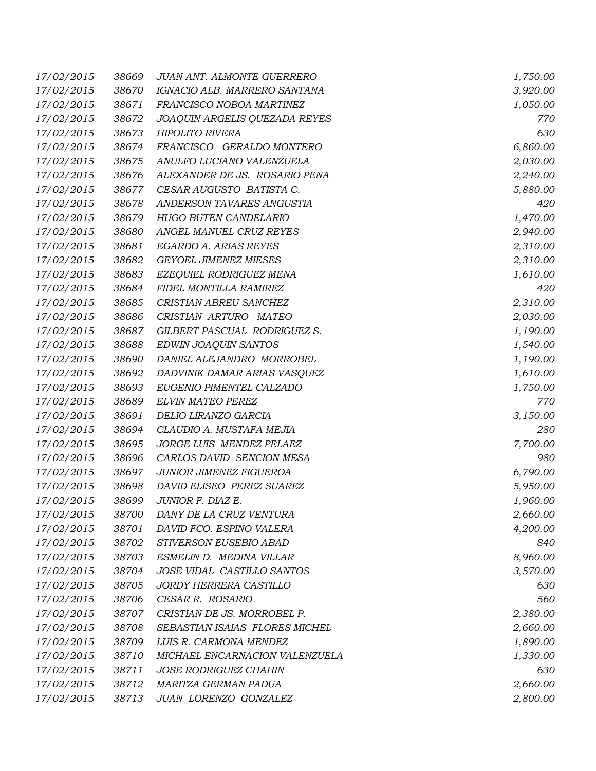| | | | |
|---|---|---|---|
| 17/02/2015 | 38669 | JUAN ANT. ALMONTE GUERRERO | 1,750.00 |
| 17/02/2015 | 38670 | IGNACIO ALB. MARRERO SANTANA | 3,920.00 |
| 17/02/2015 | 38671 | FRANCISCO NOBOA MARTINEZ | 1,050.00 |
| 17/02/2015 | 38672 | JOAQUIN ARGELIS QUEZADA REYES | 770 |
| 17/02/2015 | 38673 | HIPOLITO RIVERA | 630 |
| 17/02/2015 | 38674 | FRANCISCO GERALDO MONTERO | 6,860.00 |
| 17/02/2015 | 38675 | ANULFO LUCIANO VALENZUELA | 2,030.00 |
| 17/02/2015 | 38676 | ALEXANDER DE JS. ROSARIO PENA | 2,240.00 |
| 17/02/2015 | 38677 | CESAR AUGUSTO BATISTA C. | 5,880.00 |
| 17/02/2015 | 38678 | ANDERSON TAVARES ANGUSTIA | 420 |
| 17/02/2015 | 38679 | HUGO BUTEN CANDELARIO | 1,470.00 |
| 17/02/2015 | 38680 | ANGEL MANUEL CRUZ REYES | 2,940.00 |
| 17/02/2015 | 38681 | EGARDO A. ARIAS REYES | 2,310.00 |
| 17/02/2015 | 38682 | GEYOEL JIMENEZ MIESES | 2,310.00 |
| 17/02/2015 | 38683 | EZEQUIEL RODRIGUEZ MENA | 1,610.00 |
| 17/02/2015 | 38684 | FIDEL MONTILLA RAMIREZ | 420 |
| 17/02/2015 | 38685 | CRISTIAN ABREU SANCHEZ | 2,310.00 |
| 17/02/2015 | 38686 | CRISTIAN ARTURO MATEO | 2,030.00 |
| 17/02/2015 | 38687 | GILBERT PASCUAL RODRIGUEZ S. | 1,190.00 |
| 17/02/2015 | 38688 | EDWIN JOAQUIN SANTOS | 1,540.00 |
| 17/02/2015 | 38690 | DANIEL ALEJANDRO MORROBEL | 1,190.00 |
| 17/02/2015 | 38692 | DADVINIK DAMAR ARIAS VASQUEZ | 1,610.00 |
| 17/02/2015 | 38693 | EUGENIO PIMENTEL CALZADO | 1,750.00 |
| 17/02/2015 | 38689 | ELVIN MATEO PEREZ | 770 |
| 17/02/2015 | 38691 | DELIO LIRANZO GARCIA | 3,150.00 |
| 17/02/2015 | 38694 | CLAUDIO A. MUSTAFA MEJIA | 280 |
| 17/02/2015 | 38695 | JORGE LUIS MENDEZ PELAEZ | 7,700.00 |
| 17/02/2015 | 38696 | CARLOS DAVID SENCION MESA | 980 |
| 17/02/2015 | 38697 | JUNIOR JIMENEZ FIGUEROA | 6,790.00 |
| 17/02/2015 | 38698 | DAVID ELISEO PEREZ SUAREZ | 5,950.00 |
| 17/02/2015 | 38699 | JUNIOR F. DIAZ E. | 1,960.00 |
| 17/02/2015 | 38700 | DANY DE LA CRUZ VENTURA | 2,660.00 |
| 17/02/2015 | 38701 | DAVID FCO. ESPINO VALERA | 4,200.00 |
| 17/02/2015 | 38702 | STIVERSON EUSEBIO ABAD | 840 |
| 17/02/2015 | 38703 | ESMELIN D. MEDINA VILLAR | 8,960.00 |
| 17/02/2015 | 38704 | JOSE VIDAL CASTILLO SANTOS | 3,570.00 |
| 17/02/2015 | 38705 | JORDY HERRERA CASTILLO | 630 |
| 17/02/2015 | 38706 | CESAR R. ROSARIO | 560 |
| 17/02/2015 | 38707 | CRISTIAN DE JS. MORROBEL P. | 2,380.00 |
| 17/02/2015 | 38708 | SEBASTIAN ISAIAS FLORES MICHEL | 2,660.00 |
| 17/02/2015 | 38709 | LUIS R. CARMONA MENDEZ | 1,890.00 |
| 17/02/2015 | 38710 | MICHAEL ENCARNACION VALENZUELA | 1,330.00 |
| 17/02/2015 | 38711 | JOSE RODRIGUEZ CHAHIN | 630 |
| 17/02/2015 | 38712 | MARITZA GERMAN PADUA | 2,660.00 |
| 17/02/2015 | 38713 | JUAN LORENZO GONZALEZ | 2,800.00 |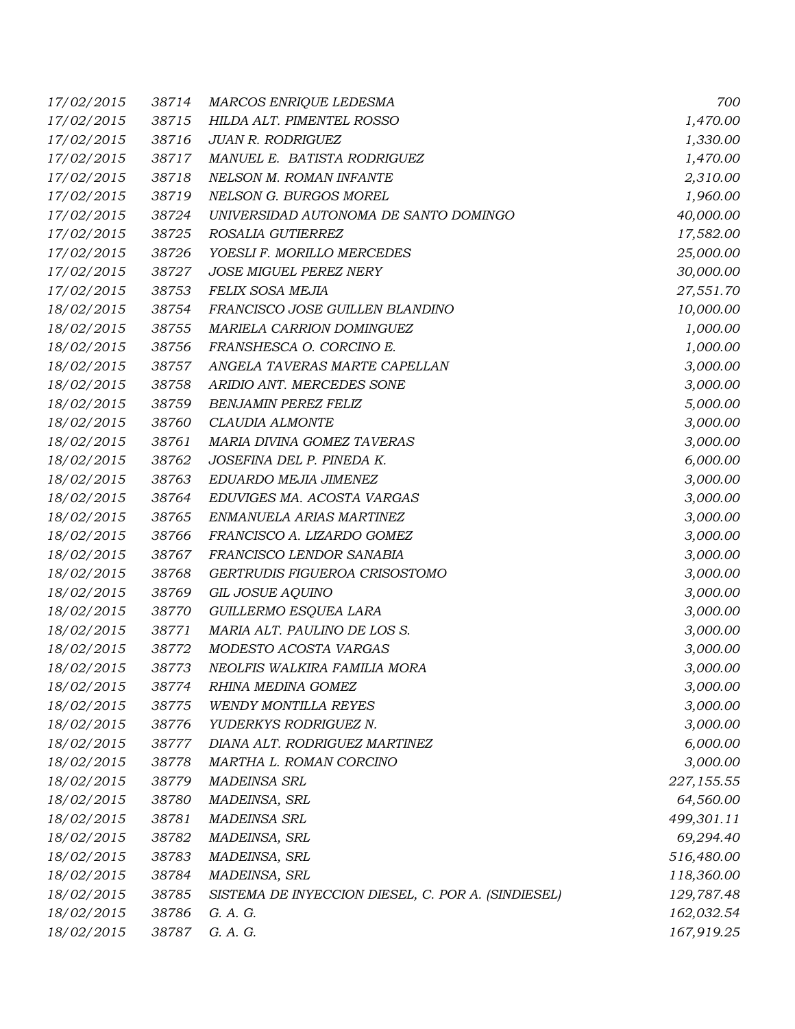| | | | |
|---|---|---|---|
| 17/02/2015 | 38714 | MARCOS ENRIQUE LEDESMA | 700 |
| 17/02/2015 | 38715 | HILDA ALT. PIMENTEL ROSSO | 1,470.00 |
| 17/02/2015 | 38716 | JUAN R. RODRIGUEZ | 1,330.00 |
| 17/02/2015 | 38717 | MANUEL E. BATISTA RODRIGUEZ | 1,470.00 |
| 17/02/2015 | 38718 | NELSON M. ROMAN INFANTE | 2,310.00 |
| 17/02/2015 | 38719 | NELSON G. BURGOS MOREL | 1,960.00 |
| 17/02/2015 | 38724 | UNIVERSIDAD AUTONOMA DE SANTO DOMINGO | 40,000.00 |
| 17/02/2015 | 38725 | ROSALIA GUTIERREZ | 17,582.00 |
| 17/02/2015 | 38726 | YOESLI F. MORILLO MERCEDES | 25,000.00 |
| 17/02/2015 | 38727 | JOSE MIGUEL PEREZ NERY | 30,000.00 |
| 17/02/2015 | 38753 | FELIX SOSA MEJIA | 27,551.70 |
| 18/02/2015 | 38754 | FRANCISCO JOSE GUILLEN BLANDINO | 10,000.00 |
| 18/02/2015 | 38755 | MARIELA CARRION DOMINGUEZ | 1,000.00 |
| 18/02/2015 | 38756 | FRANSHESCA O. CORCINO E. | 1,000.00 |
| 18/02/2015 | 38757 | ANGELA TAVERAS MARTE CAPELLAN | 3,000.00 |
| 18/02/2015 | 38758 | ARIDIO ANT. MERCEDES SONE | 3,000.00 |
| 18/02/2015 | 38759 | BENJAMIN PEREZ FELIZ | 5,000.00 |
| 18/02/2015 | 38760 | CLAUDIA ALMONTE | 3,000.00 |
| 18/02/2015 | 38761 | MARIA DIVINA GOMEZ TAVERAS | 3,000.00 |
| 18/02/2015 | 38762 | JOSEFINA DEL P. PINEDA K. | 6,000.00 |
| 18/02/2015 | 38763 | EDUARDO MEJIA JIMENEZ | 3,000.00 |
| 18/02/2015 | 38764 | EDUVIGES MA. ACOSTA VARGAS | 3,000.00 |
| 18/02/2015 | 38765 | ENMANUELA ARIAS MARTINEZ | 3,000.00 |
| 18/02/2015 | 38766 | FRANCISCO A. LIZARDO GOMEZ | 3,000.00 |
| 18/02/2015 | 38767 | FRANCISCO LENDOR SANABIA | 3,000.00 |
| 18/02/2015 | 38768 | GERTRUDIS FIGUEROA CRISOSTOMO | 3,000.00 |
| 18/02/2015 | 38769 | GIL JOSUE AQUINO | 3,000.00 |
| 18/02/2015 | 38770 | GUILLERMO ESQUEA LARA | 3,000.00 |
| 18/02/2015 | 38771 | MARIA ALT. PAULINO DE LOS S. | 3,000.00 |
| 18/02/2015 | 38772 | MODESTO ACOSTA VARGAS | 3,000.00 |
| 18/02/2015 | 38773 | NEOLFIS WALKIRA FAMILIA MORA | 3,000.00 |
| 18/02/2015 | 38774 | RHINA MEDINA GOMEZ | 3,000.00 |
| 18/02/2015 | 38775 | WENDY MONTILLA REYES | 3,000.00 |
| 18/02/2015 | 38776 | YUDERKYS RODRIGUEZ N. | 3,000.00 |
| 18/02/2015 | 38777 | DIANA ALT. RODRIGUEZ MARTINEZ | 6,000.00 |
| 18/02/2015 | 38778 | MARTHA L. ROMAN CORCINO | 3,000.00 |
| 18/02/2015 | 38779 | MADEINSA SRL | 227,155.55 |
| 18/02/2015 | 38780 | MADEINSA, SRL | 64,560.00 |
| 18/02/2015 | 38781 | MADEINSA SRL | 499,301.11 |
| 18/02/2015 | 38782 | MADEINSA, SRL | 69,294.40 |
| 18/02/2015 | 38783 | MADEINSA, SRL | 516,480.00 |
| 18/02/2015 | 38784 | MADEINSA, SRL | 118,360.00 |
| 18/02/2015 | 38785 | SISTEMA DE INYECCION DIESEL, C. POR A. (SINDIESEL) | 129,787.48 |
| 18/02/2015 | 38786 | G. A. G. | 162,032.54 |
| 18/02/2015 | 38787 | G. A. G. | 167,919.25 |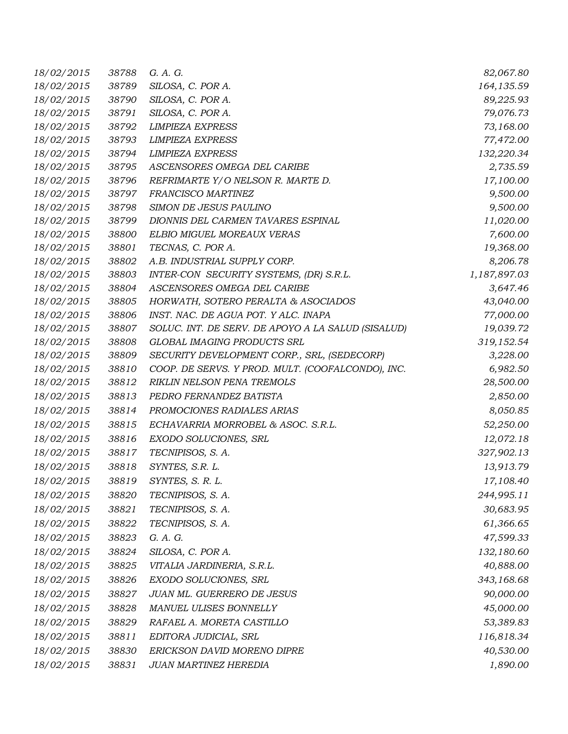| | | | |
|---|---|---|---|
| *18/02/2015* | *38788* | *G. A. G.* | *82,067.80* |
| *18/02/2015* | *38789* | *SILOSA, C. POR A.* | *164,135.59* |
| *18/02/2015* | *38790* | *SILOSA, C. POR A.* | *89,225.93* |
| *18/02/2015* | *38791* | *SILOSA, C. POR A.* | *79,076.73* |
| *18/02/2015* | *38792* | *LIMPIEZA EXPRESS* | *73,168.00* |
| *18/02/2015* | *38793* | *LIMPIEZA EXPRESS* | *77,472.00* |
| *18/02/2015* | *38794* | *LIMPIEZA EXPRESS* | *132,220.34* |
| *18/02/2015* | *38795* | *ASCENSORES OMEGA DEL CARIBE* | *2,735.59* |
| *18/02/2015* | *38796* | *REFRIMARTE Y/O NELSON R. MARTE D.* | *17,100.00* |
| *18/02/2015* | *38797* | *FRANCISCO MARTINEZ* | *9,500.00* |
| *18/02/2015* | *38798* | *SIMON DE JESUS PAULINO* | *9,500.00* |
| *18/02/2015* | *38799* | *DIONNIS DEL CARMEN TAVARES ESPINAL* | *11,020.00* |
| *18/02/2015* | *38800* | *ELBIO MIGUEL MOREAUX VERAS* | *7,600.00* |
| *18/02/2015* | *38801* | *TECNAS, C. POR A.* | *19,368.00* |
| *18/02/2015* | *38802* | *A.B. INDUSTRIAL SUPPLY CORP.* | *8,206.78* |
| *18/02/2015* | *38803* | *INTER-CON SECURITY SYSTEMS, (DR) S.R.L.* | *1,187,897.03* |
| *18/02/2015* | *38804* | *ASCENSORES OMEGA DEL CARIBE* | *3,647.46* |
| *18/02/2015* | *38805* | *HORWATH, SOTERO PERALTA & ASOCIADOS* | *43,040.00* |
| *18/02/2015* | *38806* | *INST. NAC. DE AGUA POT. Y ALC. INAPA* | *77,000.00* |
| *18/02/2015* | *38807* | *SOLUC. INT. DE SERV. DE APOYO A LA SALUD (SISALUD)* | *19,039.72* |
| *18/02/2015* | *38808* | *GLOBAL IMAGING PRODUCTS SRL* | *319,152.54* |
| *18/02/2015* | *38809* | *SECURITY DEVELOPMENT CORP., SRL, (SEDECORP)* | *3,228.00* |
| *18/02/2015* | *38810* | *COOP. DE SERVS. Y PROD. MULT. (COOFALCONDO), INC.* | *6,982.50* |
| *18/02/2015* | *38812* | *RIKLIN NELSON PENA TREMOLS* | *28,500.00* |
| *18/02/2015* | *38813* | *PEDRO FERNANDEZ BATISTA* | *2,850.00* |
| *18/02/2015* | *38814* | *PROMOCIONES RADIALES ARIAS* | *8,050.85* |
| *18/02/2015* | *38815* | *ECHAVARRIA MORROBEL & ASOC. S.R.L.* | *52,250.00* |
| *18/02/2015* | *38816* | *EXODO SOLUCIONES, SRL* | *12,072.18* |
| *18/02/2015* | *38817* | *TECNIPISOS, S. A.* | *327,902.13* |
| *18/02/2015* | *38818* | *SYNTES, S.R. L.* | *13,913.79* |
| *18/02/2015* | *38819* | *SYNTES, S. R. L.* | *17,108.40* |
| *18/02/2015* | *38820* | *TECNIPISOS, S. A.* | *244,995.11* |
| *18/02/2015* | *38821* | *TECNIPISOS, S. A.* | *30,683.95* |
| *18/02/2015* | *38822* | *TECNIPISOS, S. A.* | *61,366.65* |
| *18/02/2015* | *38823* | *G. A. G.* | *47,599.33* |
| *18/02/2015* | *38824* | *SILOSA, C. POR A.* | *132,180.60* |
| *18/02/2015* | *38825* | *VITALIA JARDINERIA, S.R.L.* | *40,888.00* |
| *18/02/2015* | *38826* | *EXODO SOLUCIONES, SRL* | *343,168.68* |
| *18/02/2015* | *38827* | *JUAN ML. GUERRERO DE JESUS* | *90,000.00* |
| *18/02/2015* | *38828* | *MANUEL ULISES BONNELLY* | *45,000.00* |
| *18/02/2015* | *38829* | *RAFAEL A. MORETA CASTILLO* | *53,389.83* |
| *18/02/2015* | *38811* | *EDITORA JUDICIAL, SRL* | *116,818.34* |
| *18/02/2015* | *38830* | *ERICKSON DAVID MORENO DIPRE* | *40,530.00* |
| *18/02/2015* | *38831* | *JUAN MARTINEZ HEREDIA* | *1,890.00* |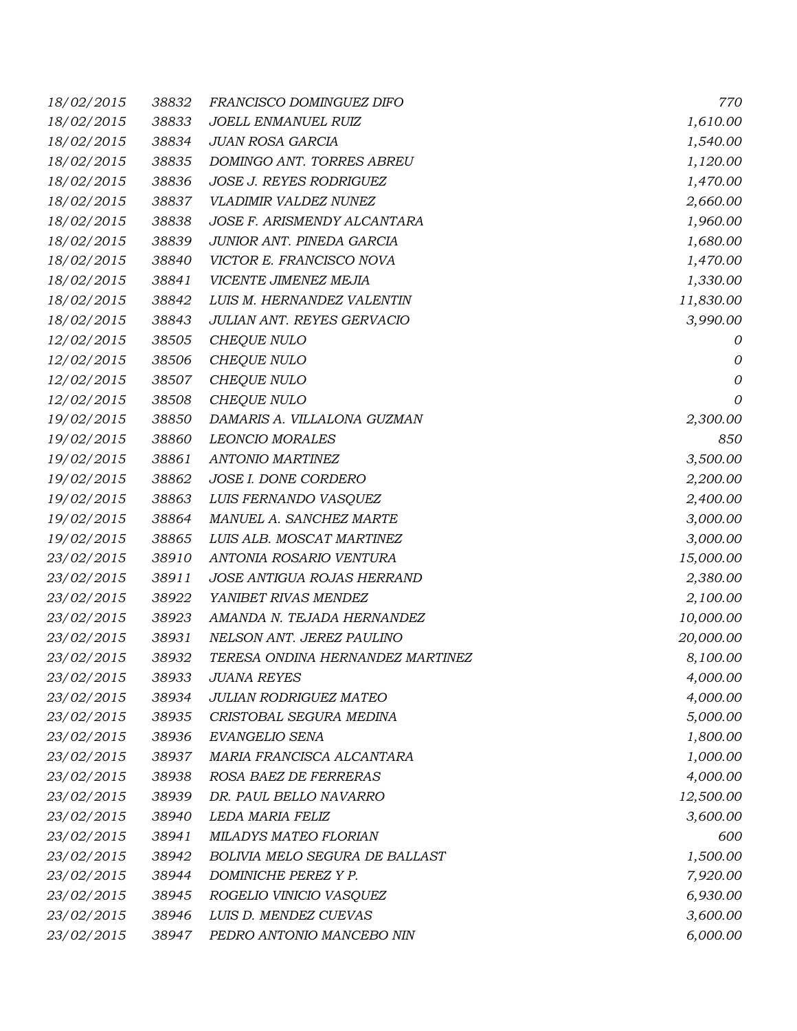| | | | |
|---|---|---|---|
| 18/02/2015 | 38832 | FRANCISCO DOMINGUEZ DIFO | 770 |
| 18/02/2015 | 38833 | JOELL ENMANUEL RUIZ | 1,610.00 |
| 18/02/2015 | 38834 | JUAN ROSA GARCIA | 1,540.00 |
| 18/02/2015 | 38835 | DOMINGO ANT. TORRES ABREU | 1,120.00 |
| 18/02/2015 | 38836 | JOSE J. REYES RODRIGUEZ | 1,470.00 |
| 18/02/2015 | 38837 | VLADIMIR VALDEZ NUNEZ | 2,660.00 |
| 18/02/2015 | 38838 | JOSE F. ARISMENDY ALCANTARA | 1,960.00 |
| 18/02/2015 | 38839 | JUNIOR ANT. PINEDA GARCIA | 1,680.00 |
| 18/02/2015 | 38840 | VICTOR E. FRANCISCO NOVA | 1,470.00 |
| 18/02/2015 | 38841 | VICENTE JIMENEZ MEJIA | 1,330.00 |
| 18/02/2015 | 38842 | LUIS M. HERNANDEZ VALENTIN | 11,830.00 |
| 18/02/2015 | 38843 | JULIAN ANT. REYES GERVACIO | 3,990.00 |
| 12/02/2015 | 38505 | CHEQUE NULO | 0 |
| 12/02/2015 | 38506 | CHEQUE NULO | 0 |
| 12/02/2015 | 38507 | CHEQUE NULO | 0 |
| 12/02/2015 | 38508 | CHEQUE NULO | 0 |
| 19/02/2015 | 38850 | DAMARIS A. VILLALONA GUZMAN | 2,300.00 |
| 19/02/2015 | 38860 | LEONCIO MORALES | 850 |
| 19/02/2015 | 38861 | ANTONIO MARTINEZ | 3,500.00 |
| 19/02/2015 | 38862 | JOSE I. DONE CORDERO | 2,200.00 |
| 19/02/2015 | 38863 | LUIS FERNANDO VASQUEZ | 2,400.00 |
| 19/02/2015 | 38864 | MANUEL A. SANCHEZ MARTE | 3,000.00 |
| 19/02/2015 | 38865 | LUIS ALB. MOSCAT MARTINEZ | 3,000.00 |
| 23/02/2015 | 38910 | ANTONIA ROSARIO VENTURA | 15,000.00 |
| 23/02/2015 | 38911 | JOSE ANTIGUA ROJAS HERRAND | 2,380.00 |
| 23/02/2015 | 38922 | YANIBET RIVAS MENDEZ | 2,100.00 |
| 23/02/2015 | 38923 | AMANDA N. TEJADA HERNANDEZ | 10,000.00 |
| 23/02/2015 | 38931 | NELSON ANT. JEREZ PAULINO | 20,000.00 |
| 23/02/2015 | 38932 | TERESA ONDINA HERNANDEZ MARTINEZ | 8,100.00 |
| 23/02/2015 | 38933 | JUANA REYES | 4,000.00 |
| 23/02/2015 | 38934 | JULIAN RODRIGUEZ MATEO | 4,000.00 |
| 23/02/2015 | 38935 | CRISTOBAL SEGURA MEDINA | 5,000.00 |
| 23/02/2015 | 38936 | EVANGELIO SENA | 1,800.00 |
| 23/02/2015 | 38937 | MARIA FRANCISCA ALCANTARA | 1,000.00 |
| 23/02/2015 | 38938 | ROSA BAEZ DE FERRERAS | 4,000.00 |
| 23/02/2015 | 38939 | DR. PAUL BELLO NAVARRO | 12,500.00 |
| 23/02/2015 | 38940 | LEDA MARIA FELIZ | 3,600.00 |
| 23/02/2015 | 38941 | MILADYS MATEO FLORIAN | 600 |
| 23/02/2015 | 38942 | BOLIVIA MELO SEGURA DE BALLAST | 1,500.00 |
| 23/02/2015 | 38944 | DOMINICHE PEREZ Y P. | 7,920.00 |
| 23/02/2015 | 38945 | ROGELIO VINICIO VASQUEZ | 6,930.00 |
| 23/02/2015 | 38946 | LUIS D. MENDEZ CUEVAS | 3,600.00 |
| 23/02/2015 | 38947 | PEDRO ANTONIO MANCEBO NIN | 6,000.00 |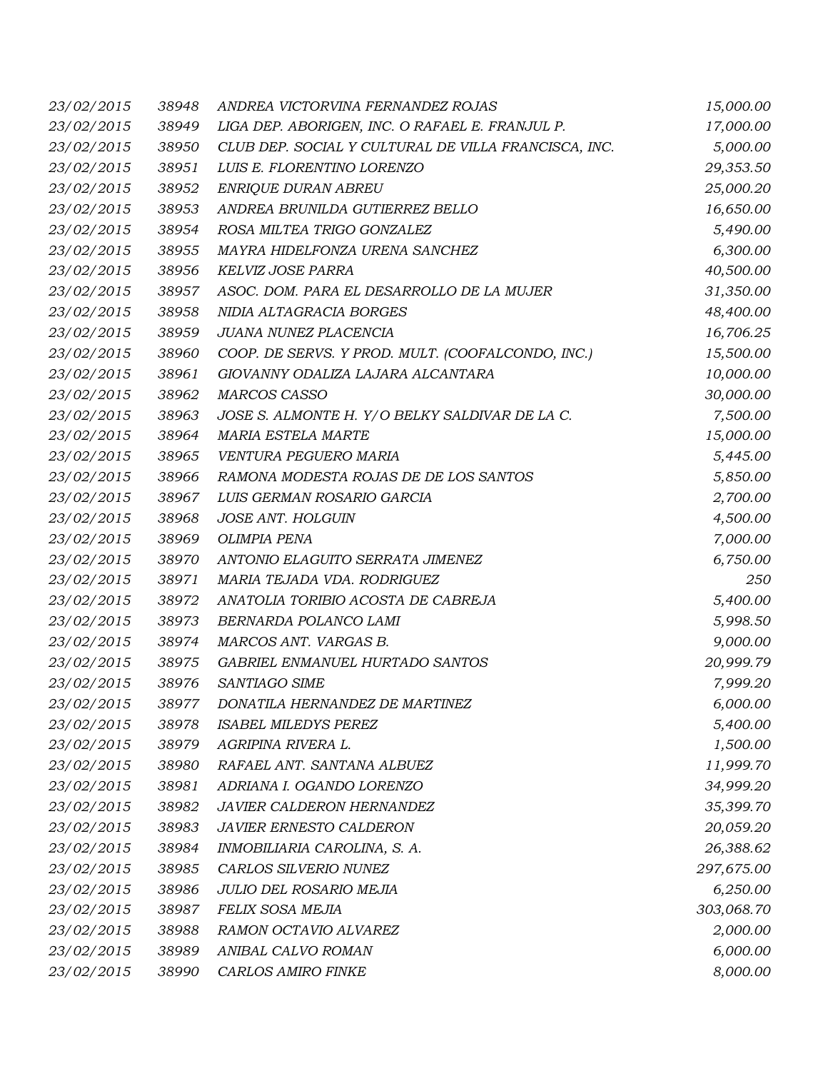| | | | |
|---|---|---|---|
| *23/02/2015* | *38948* | *ANDREA VICTORVINA FERNANDEZ ROJAS* | *15,000.00* |
| *23/02/2015* | *38949* | *LIGA DEP. ABORIGEN, INC. O RAFAEL E. FRANJUL P.* | *17,000.00* |
| *23/02/2015* | *38950* | *CLUB DEP. SOCIAL Y CULTURAL DE VILLA FRANCISCA, INC.* | *5,000.00* |
| *23/02/2015* | *38951* | *LUIS E. FLORENTINO LORENZO* | *29,353.50* |
| *23/02/2015* | *38952* | *ENRIQUE DURAN ABREU* | *25,000.20* |
| *23/02/2015* | *38953* | *ANDREA BRUNILDA GUTIERREZ BELLO* | *16,650.00* |
| *23/02/2015* | *38954* | *ROSA MILTEA TRIGO GONZALEZ* | *5,490.00* |
| *23/02/2015* | *38955* | *MAYRA HIDELFONZA URENA SANCHEZ* | *6,300.00* |
| *23/02/2015* | *38956* | *KELVIZ JOSE PARRA* | *40,500.00* |
| *23/02/2015* | *38957* | *ASOC. DOM. PARA EL DESARROLLO DE LA MUJER* | *31,350.00* |
| *23/02/2015* | *38958* | *NIDIA ALTAGRACIA BORGES* | *48,400.00* |
| *23/02/2015* | *38959* | *JUANA NUNEZ PLACENCIA* | *16,706.25* |
| *23/02/2015* | *38960* | *COOP. DE SERVS. Y PROD. MULT. (COOFALCONDO, INC.)* | *15,500.00* |
| *23/02/2015* | *38961* | *GIOVANNY ODALIZA LAJARA ALCANTARA* | *10,000.00* |
| *23/02/2015* | *38962* | *MARCOS CASSO* | *30,000.00* |
| *23/02/2015* | *38963* | *JOSE S. ALMONTE H. Y/O BELKY SALDIVAR DE LA C.* | *7,500.00* |
| *23/02/2015* | *38964* | *MARIA ESTELA MARTE* | *15,000.00* |
| *23/02/2015* | *38965* | *VENTURA PEGUERO MARIA* | *5,445.00* |
| *23/02/2015* | *38966* | *RAMONA MODESTA ROJAS DE DE LOS SANTOS* | *5,850.00* |
| *23/02/2015* | *38967* | *LUIS GERMAN ROSARIO GARCIA* | *2,700.00* |
| *23/02/2015* | *38968* | *JOSE ANT. HOLGUIN* | *4,500.00* |
| *23/02/2015* | *38969* | *OLIMPIA PENA* | *7,000.00* |
| *23/02/2015* | *38970* | *ANTONIO ELAGUITO SERRATA JIMENEZ* | *6,750.00* |
| *23/02/2015* | *38971* | *MARIA TEJADA VDA. RODRIGUEZ* | *250* |
| *23/02/2015* | *38972* | *ANATOLIA TORIBIO ACOSTA DE CABREJA* | *5,400.00* |
| *23/02/2015* | *38973* | *BERNARDA POLANCO LAMI* | *5,998.50* |
| *23/02/2015* | *38974* | *MARCOS ANT. VARGAS B.* | *9,000.00* |
| *23/02/2015* | *38975* | *GABRIEL ENMANUEL HURTADO SANTOS* | *20,999.79* |
| *23/02/2015* | *38976* | *SANTIAGO SIME* | *7,999.20* |
| *23/02/2015* | *38977* | *DONATILA HERNANDEZ DE MARTINEZ* | *6,000.00* |
| *23/02/2015* | *38978* | *ISABEL MILEDYS PEREZ* | *5,400.00* |
| *23/02/2015* | *38979* | *AGRIPINA RIVERA L.* | *1,500.00* |
| *23/02/2015* | *38980* | *RAFAEL ANT. SANTANA ALBUEZ* | *11,999.70* |
| *23/02/2015* | *38981* | *ADRIANA I. OGANDO LORENZO* | *34,999.20* |
| *23/02/2015* | *38982* | *JAVIER CALDERON HERNANDEZ* | *35,399.70* |
| *23/02/2015* | *38983* | *JAVIER ERNESTO CALDERON* | *20,059.20* |
| *23/02/2015* | *38984* | *INMOBILIARIA CAROLINA, S. A.* | *26,388.62* |
| *23/02/2015* | *38985* | *CARLOS SILVERIO NUNEZ* | *297,675.00* |
| *23/02/2015* | *38986* | *JULIO DEL ROSARIO MEJIA* | *6,250.00* |
| *23/02/2015* | *38987* | *FELIX SOSA MEJIA* | *303,068.70* |
| *23/02/2015* | *38988* | *RAMON OCTAVIO ALVAREZ* | *2,000.00* |
| *23/02/2015* | *38989* | *ANIBAL CALVO ROMAN* | *6,000.00* |
| *23/02/2015* | *38990* | *CARLOS AMIRO FINKE* | *8,000.00* |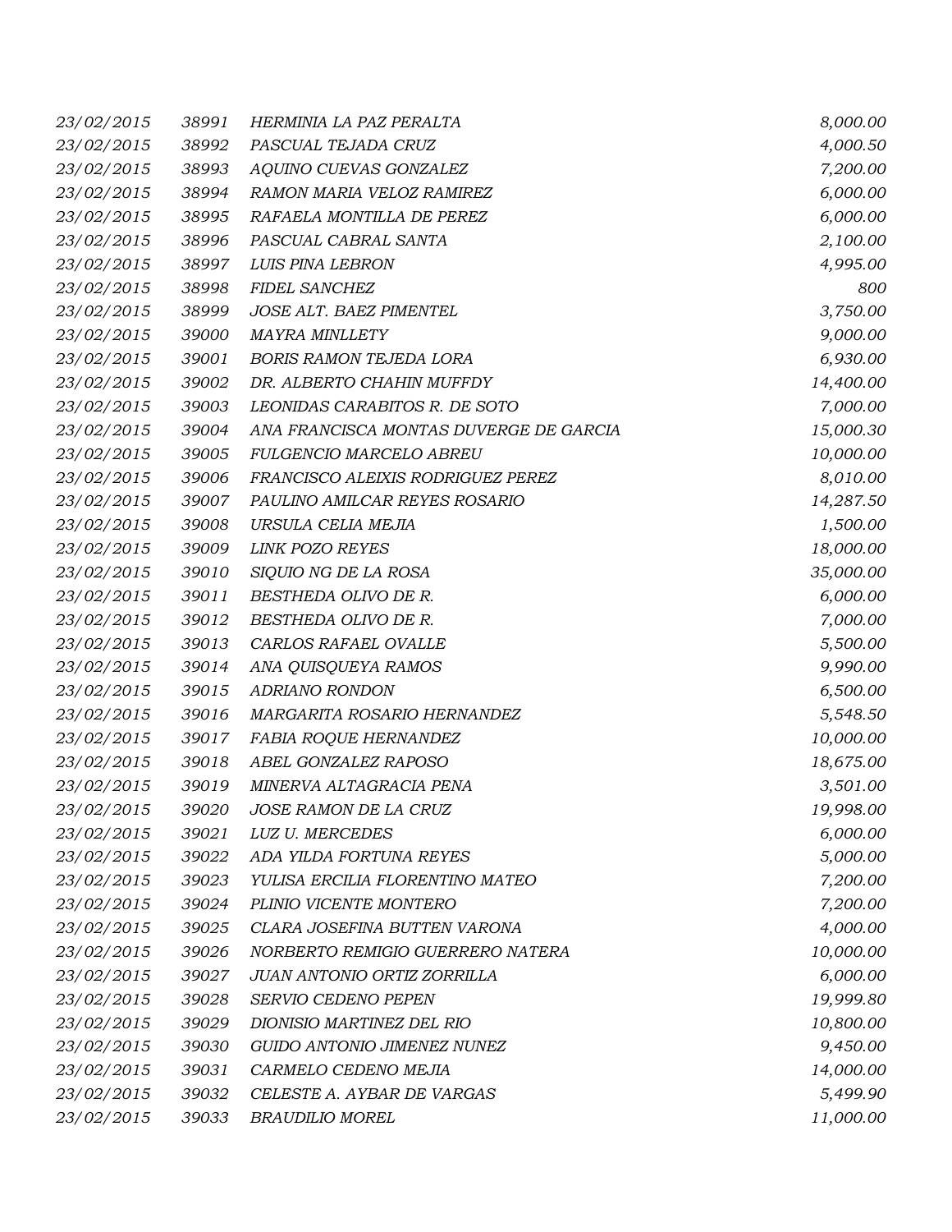| | | | |
|---|---|---|---|
| 23/02/2015 | 38991 | HERMINIA LA PAZ PERALTA | 8,000.00 |
| 23/02/2015 | 38992 | PASCUAL TEJADA CRUZ | 4,000.50 |
| 23/02/2015 | 38993 | AQUINO CUEVAS GONZALEZ | 7,200.00 |
| 23/02/2015 | 38994 | RAMON MARIA VELOZ RAMIREZ | 6,000.00 |
| 23/02/2015 | 38995 | RAFAELA MONTILLA DE PEREZ | 6,000.00 |
| 23/02/2015 | 38996 | PASCUAL CABRAL SANTA | 2,100.00 |
| 23/02/2015 | 38997 | LUIS PINA LEBRON | 4,995.00 |
| 23/02/2015 | 38998 | FIDEL SANCHEZ | 800 |
| 23/02/2015 | 38999 | JOSE ALT. BAEZ PIMENTEL | 3,750.00 |
| 23/02/2015 | 39000 | MAYRA MINLLETY | 9,000.00 |
| 23/02/2015 | 39001 | BORIS RAMON TEJEDA LORA | 6,930.00 |
| 23/02/2015 | 39002 | DR. ALBERTO CHAHIN MUFFDY | 14,400.00 |
| 23/02/2015 | 39003 | LEONIDAS CARABITOS R. DE SOTO | 7,000.00 |
| 23/02/2015 | 39004 | ANA FRANCISCA MONTAS DUVERGE DE GARCIA | 15,000.30 |
| 23/02/2015 | 39005 | FULGENCIO MARCELO ABREU | 10,000.00 |
| 23/02/2015 | 39006 | FRANCISCO ALEIXIS RODRIGUEZ PEREZ | 8,010.00 |
| 23/02/2015 | 39007 | PAULINO AMILCAR REYES ROSARIO | 14,287.50 |
| 23/02/2015 | 39008 | URSULA CELIA MEJIA | 1,500.00 |
| 23/02/2015 | 39009 | LINK POZO REYES | 18,000.00 |
| 23/02/2015 | 39010 | SIQUIO NG DE LA ROSA | 35,000.00 |
| 23/02/2015 | 39011 | BESTHEDA OLIVO DE R. | 6,000.00 |
| 23/02/2015 | 39012 | BESTHEDA OLIVO DE R. | 7,000.00 |
| 23/02/2015 | 39013 | CARLOS RAFAEL OVALLE | 5,500.00 |
| 23/02/2015 | 39014 | ANA QUISQUEYA RAMOS | 9,990.00 |
| 23/02/2015 | 39015 | ADRIANO RONDON | 6,500.00 |
| 23/02/2015 | 39016 | MARGARITA ROSARIO HERNANDEZ | 5,548.50 |
| 23/02/2015 | 39017 | FABIA ROQUE HERNANDEZ | 10,000.00 |
| 23/02/2015 | 39018 | ABEL GONZALEZ RAPOSO | 18,675.00 |
| 23/02/2015 | 39019 | MINERVA ALTAGRACIA PENA | 3,501.00 |
| 23/02/2015 | 39020 | JOSE RAMON DE LA CRUZ | 19,998.00 |
| 23/02/2015 | 39021 | LUZ U. MERCEDES | 6,000.00 |
| 23/02/2015 | 39022 | ADA YILDA FORTUNA REYES | 5,000.00 |
| 23/02/2015 | 39023 | YULISA ERCILIA FLORENTINO MATEO | 7,200.00 |
| 23/02/2015 | 39024 | PLINIO VICENTE MONTERO | 7,200.00 |
| 23/02/2015 | 39025 | CLARA JOSEFINA BUTTEN VARONA | 4,000.00 |
| 23/02/2015 | 39026 | NORBERTO REMIGIO GUERRERO NATERA | 10,000.00 |
| 23/02/2015 | 39027 | JUAN ANTONIO ORTIZ ZORRILLA | 6,000.00 |
| 23/02/2015 | 39028 | SERVIO CEDENO PEPEN | 19,999.80 |
| 23/02/2015 | 39029 | DIONISIO MARTINEZ DEL RIO | 10,800.00 |
| 23/02/2015 | 39030 | GUIDO ANTONIO JIMENEZ NUNEZ | 9,450.00 |
| 23/02/2015 | 39031 | CARMELO CEDENO MEJIA | 14,000.00 |
| 23/02/2015 | 39032 | CELESTE A. AYBAR DE VARGAS | 5,499.90 |
| 23/02/2015 | 39033 | BRAUDILIO MOREL | 11,000.00 |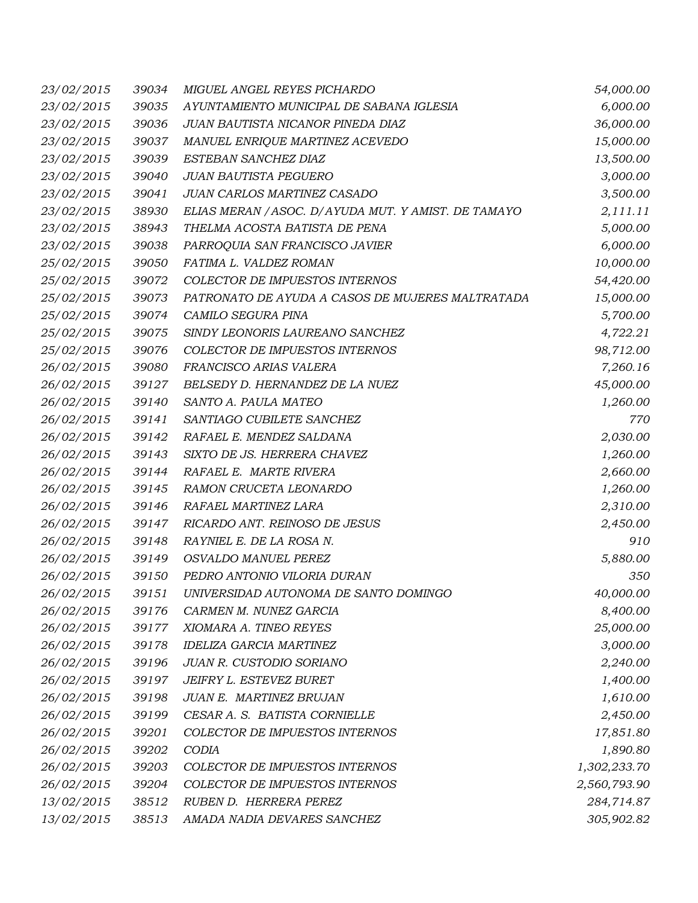| | | | |
|---|---|---|---|
| 23/02/2015 | 39034 | MIGUEL ANGEL REYES PICHARDO | 54,000.00 |
| 23/02/2015 | 39035 | AYUNTAMIENTO MUNICIPAL DE SABANA IGLESIA | 6,000.00 |
| 23/02/2015 | 39036 | JUAN BAUTISTA NICANOR PINEDA DIAZ | 36,000.00 |
| 23/02/2015 | 39037 | MANUEL ENRIQUE MARTINEZ ACEVEDO | 15,000.00 |
| 23/02/2015 | 39039 | ESTEBAN SANCHEZ DIAZ | 13,500.00 |
| 23/02/2015 | 39040 | JUAN BAUTISTA PEGUERO | 3,000.00 |
| 23/02/2015 | 39041 | JUAN CARLOS MARTINEZ CASADO | 3,500.00 |
| 23/02/2015 | 38930 | ELIAS MERAN / ASOC. D/AYUDA MUT. Y AMIST. DE TAMAYO | 2,111.11 |
| 23/02/2015 | 38943 | THELMA ACOSTA BATISTA DE PENA | 5,000.00 |
| 23/02/2015 | 39038 | PARROQUIA SAN FRANCISCO JAVIER | 6,000.00 |
| 25/02/2015 | 39050 | FATIMA L. VALDEZ ROMAN | 10,000.00 |
| 25/02/2015 | 39072 | COLECTOR DE IMPUESTOS INTERNOS | 54,420.00 |
| 25/02/2015 | 39073 | PATRONATO DE AYUDA A CASOS DE MUJERES MALTRATADA | 15,000.00 |
| 25/02/2015 | 39074 | CAMILO SEGURA PINA | 5,700.00 |
| 25/02/2015 | 39075 | SINDY LEONORIS LAUREANO SANCHEZ | 4,722.21 |
| 25/02/2015 | 39076 | COLECTOR DE IMPUESTOS INTERNOS | 98,712.00 |
| 26/02/2015 | 39080 | FRANCISCO ARIAS VALERA | 7,260.16 |
| 26/02/2015 | 39127 | BELSEDY D. HERNANDEZ DE LA NUEZ | 45,000.00 |
| 26/02/2015 | 39140 | SANTO A. PAULA MATEO | 1,260.00 |
| 26/02/2015 | 39141 | SANTIAGO CUBILETE SANCHEZ | 770 |
| 26/02/2015 | 39142 | RAFAEL E. MENDEZ SALDANA | 2,030.00 |
| 26/02/2015 | 39143 | SIXTO DE JS. HERRERA CHAVEZ | 1,260.00 |
| 26/02/2015 | 39144 | RAFAEL E. MARTE RIVERA | 2,660.00 |
| 26/02/2015 | 39145 | RAMON CRUCETA LEONARDO | 1,260.00 |
| 26/02/2015 | 39146 | RAFAEL MARTINEZ LARA | 2,310.00 |
| 26/02/2015 | 39147 | RICARDO ANT. REINOSO DE JESUS | 2,450.00 |
| 26/02/2015 | 39148 | RAYNIEL E. DE LA ROSA N. | 910 |
| 26/02/2015 | 39149 | OSVALDO MANUEL PEREZ | 5,880.00 |
| 26/02/2015 | 39150 | PEDRO ANTONIO VILORIA DURAN | 350 |
| 26/02/2015 | 39151 | UNIVERSIDAD AUTONOMA DE SANTO DOMINGO | 40,000.00 |
| 26/02/2015 | 39176 | CARMEN M. NUNEZ GARCIA | 8,400.00 |
| 26/02/2015 | 39177 | XIOMARA A. TINEO REYES | 25,000.00 |
| 26/02/2015 | 39178 | IDELIZA GARCIA MARTINEZ | 3,000.00 |
| 26/02/2015 | 39196 | JUAN R. CUSTODIO SORIANO | 2,240.00 |
| 26/02/2015 | 39197 | JEIFRY L. ESTEVEZ BURET | 1,400.00 |
| 26/02/2015 | 39198 | JUAN E. MARTINEZ BRUJAN | 1,610.00 |
| 26/02/2015 | 39199 | CESAR A. S. BATISTA CORNIELLE | 2,450.00 |
| 26/02/2015 | 39201 | COLECTOR DE IMPUESTOS INTERNOS | 17,851.80 |
| 26/02/2015 | 39202 | CODIA | 1,890.80 |
| 26/02/2015 | 39203 | COLECTOR DE IMPUESTOS INTERNOS | 1,302,233.70 |
| 26/02/2015 | 39204 | COLECTOR DE IMPUESTOS INTERNOS | 2,560,793.90 |
| 13/02/2015 | 38512 | RUBEN D. HERRERA PEREZ | 284,714.87 |
| 13/02/2015 | 38513 | AMADA NADIA DEVARES SANCHEZ | 305,902.82 |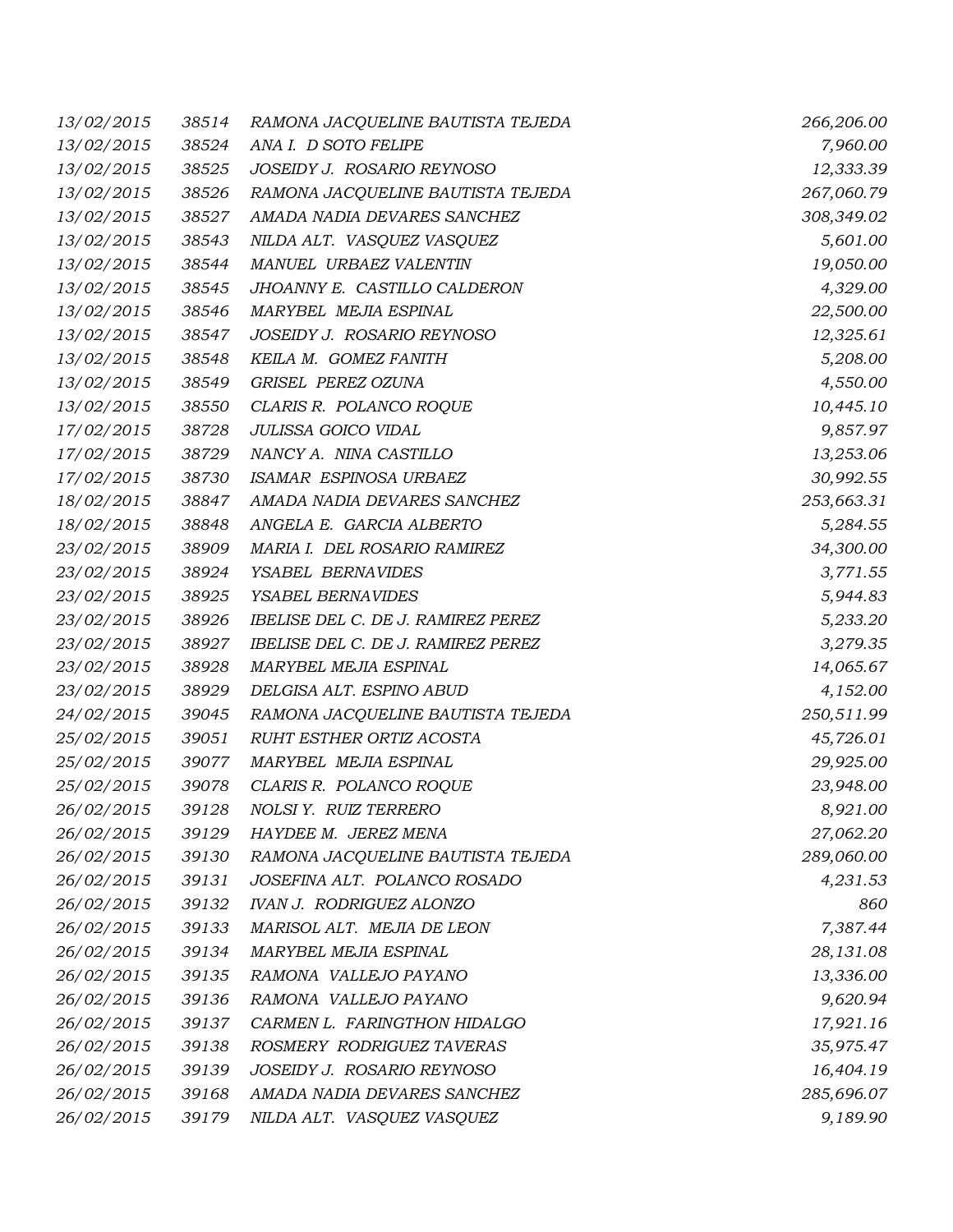| | | | |
|---|---|---|---|
| 13/02/2015 | 38514 | RAMONA JACQUELINE BAUTISTA TEJEDA | 266,206.00 |
| 13/02/2015 | 38524 | ANA I. D SOTO FELIPE | 7,960.00 |
| 13/02/2015 | 38525 | JOSEIDY J. ROSARIO REYNOSO | 12,333.39 |
| 13/02/2015 | 38526 | RAMONA JACQUELINE BAUTISTA TEJEDA | 267,060.79 |
| 13/02/2015 | 38527 | AMADA NADIA DEVARES SANCHEZ | 308,349.02 |
| 13/02/2015 | 38543 | NILDA ALT. VASQUEZ VASQUEZ | 5,601.00 |
| 13/02/2015 | 38544 | MANUEL URBAEZ VALENTIN | 19,050.00 |
| 13/02/2015 | 38545 | JHOANNY E. CASTILLO CALDERON | 4,329.00 |
| 13/02/2015 | 38546 | MARYBEL MEJIA ESPINAL | 22,500.00 |
| 13/02/2015 | 38547 | JOSEIDY J. ROSARIO REYNOSO | 12,325.61 |
| 13/02/2015 | 38548 | KEILA M. GOMEZ FANITH | 5,208.00 |
| 13/02/2015 | 38549 | GRISEL PEREZ OZUNA | 4,550.00 |
| 13/02/2015 | 38550 | CLARIS R. POLANCO ROQUE | 10,445.10 |
| 17/02/2015 | 38728 | JULISSA GOICO VIDAL | 9,857.97 |
| 17/02/2015 | 38729 | NANCY A. NINA CASTILLO | 13,253.06 |
| 17/02/2015 | 38730 | ISAMAR ESPINOSA URBAEZ | 30,992.55 |
| 18/02/2015 | 38847 | AMADA NADIA DEVARES SANCHEZ | 253,663.31 |
| 18/02/2015 | 38848 | ANGELA E. GARCIA ALBERTO | 5,284.55 |
| 23/02/2015 | 38909 | MARIA I. DEL ROSARIO RAMIREZ | 34,300.00 |
| 23/02/2015 | 38924 | YSABEL BERNAVIDES | 3,771.55 |
| 23/02/2015 | 38925 | YSABEL BERNAVIDES | 5,944.83 |
| 23/02/2015 | 38926 | IBELISE DEL C. DE J. RAMIREZ PEREZ | 5,233.20 |
| 23/02/2015 | 38927 | IBELISE DEL C. DE J. RAMIREZ PEREZ | 3,279.35 |
| 23/02/2015 | 38928 | MARYBEL MEJIA ESPINAL | 14,065.67 |
| 23/02/2015 | 38929 | DELGISA ALT. ESPINO ABUD | 4,152.00 |
| 24/02/2015 | 39045 | RAMONA JACQUELINE BAUTISTA TEJEDA | 250,511.99 |
| 25/02/2015 | 39051 | RUHT ESTHER ORTIZ ACOSTA | 45,726.01 |
| 25/02/2015 | 39077 | MARYBEL MEJIA ESPINAL | 29,925.00 |
| 25/02/2015 | 39078 | CLARIS R. POLANCO ROQUE | 23,948.00 |
| 26/02/2015 | 39128 | NOLSI Y. RUIZ TERRERO | 8,921.00 |
| 26/02/2015 | 39129 | HAYDEE M. JEREZ MENA | 27,062.20 |
| 26/02/2015 | 39130 | RAMONA JACQUELINE BAUTISTA TEJEDA | 289,060.00 |
| 26/02/2015 | 39131 | JOSEFINA ALT. POLANCO ROSADO | 4,231.53 |
| 26/02/2015 | 39132 | IVAN J. RODRIGUEZ ALONZO | 860 |
| 26/02/2015 | 39133 | MARISOL ALT. MEJIA DE LEON | 7,387.44 |
| 26/02/2015 | 39134 | MARYBEL MEJIA ESPINAL | 28,131.08 |
| 26/02/2015 | 39135 | RAMONA VALLEJO PAYANO | 13,336.00 |
| 26/02/2015 | 39136 | RAMONA VALLEJO PAYANO | 9,620.94 |
| 26/02/2015 | 39137 | CARMEN L. FARINGTHON HIDALGO | 17,921.16 |
| 26/02/2015 | 39138 | ROSMERY RODRIGUEZ TAVERAS | 35,975.47 |
| 26/02/2015 | 39139 | JOSEIDY J. ROSARIO REYNOSO | 16,404.19 |
| 26/02/2015 | 39168 | AMADA NADIA DEVARES SANCHEZ | 285,696.07 |
| 26/02/2015 | 39179 | NILDA ALT. VASQUEZ VASQUEZ | 9,189.90 |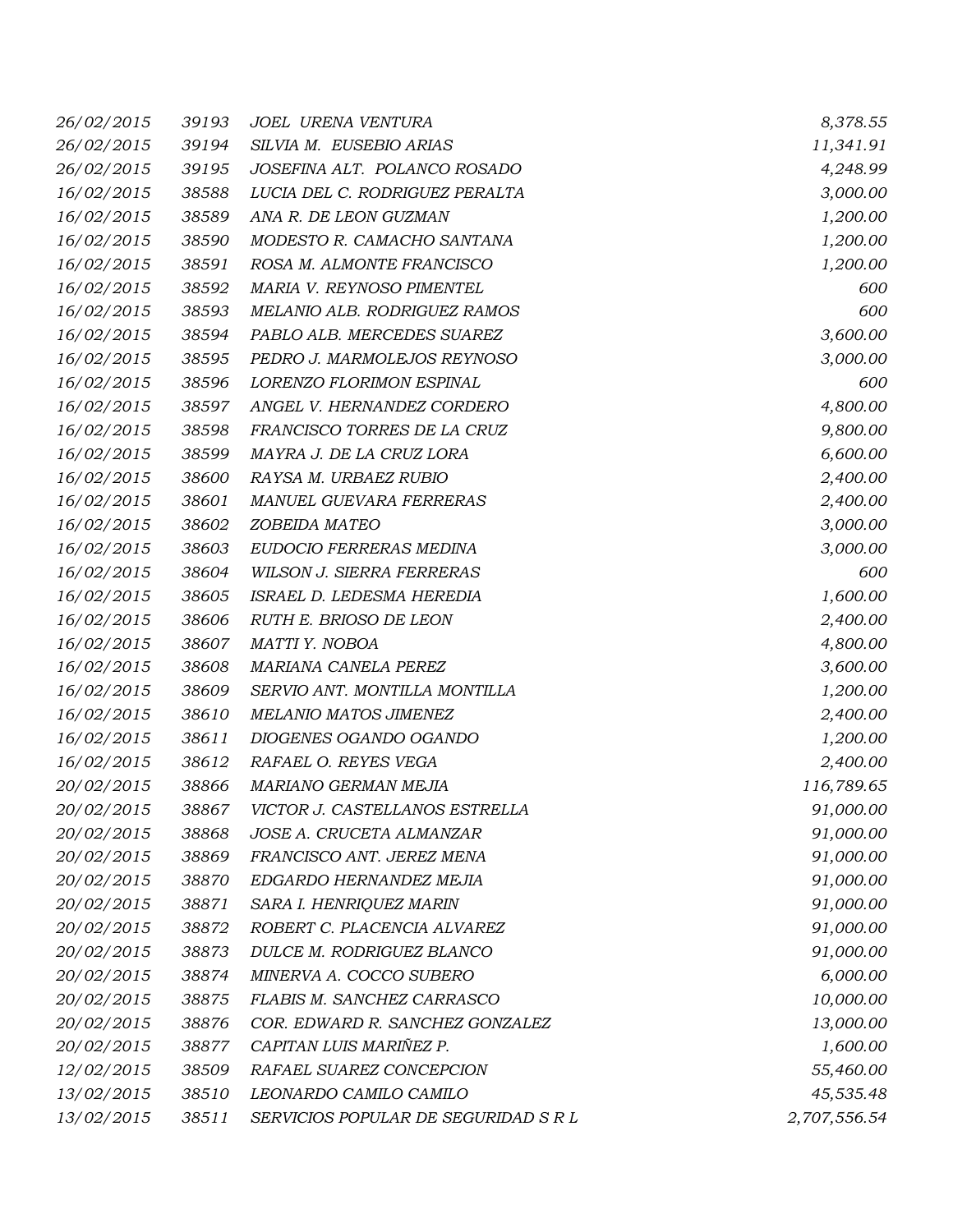| | | | |
|---|---|---|---|
| 26/02/2015 | 39193 | JOEL URENA VENTURA | 8,378.55 |
| 26/02/2015 | 39194 | SILVIA M. EUSEBIO ARIAS | 11,341.91 |
| 26/02/2015 | 39195 | JOSEFINA ALT. POLANCO ROSADO | 4,248.99 |
| 16/02/2015 | 38588 | LUCIA DEL C. RODRIGUEZ PERALTA | 3,000.00 |
| 16/02/2015 | 38589 | ANA R. DE LEON GUZMAN | 1,200.00 |
| 16/02/2015 | 38590 | MODESTO R. CAMACHO SANTANA | 1,200.00 |
| 16/02/2015 | 38591 | ROSA M. ALMONTE FRANCISCO | 1,200.00 |
| 16/02/2015 | 38592 | MARIA V. REYNOSO PIMENTEL | 600 |
| 16/02/2015 | 38593 | MELANIO ALB. RODRIGUEZ RAMOS | 600 |
| 16/02/2015 | 38594 | PABLO ALB. MERCEDES SUAREZ | 3,600.00 |
| 16/02/2015 | 38595 | PEDRO J. MARMOLEJOS REYNOSO | 3,000.00 |
| 16/02/2015 | 38596 | LORENZO FLORIMON ESPINAL | 600 |
| 16/02/2015 | 38597 | ANGEL V. HERNANDEZ CORDERO | 4,800.00 |
| 16/02/2015 | 38598 | FRANCISCO TORRES DE LA CRUZ | 9,800.00 |
| 16/02/2015 | 38599 | MAYRA J. DE LA CRUZ LORA | 6,600.00 |
| 16/02/2015 | 38600 | RAYSA M. URBAEZ RUBIO | 2,400.00 |
| 16/02/2015 | 38601 | MANUEL GUEVARA FERRERAS | 2,400.00 |
| 16/02/2015 | 38602 | ZOBEIDA MATEO | 3,000.00 |
| 16/02/2015 | 38603 | EUDOCIO FERRERAS MEDINA | 3,000.00 |
| 16/02/2015 | 38604 | WILSON J. SIERRA FERRERAS | 600 |
| 16/02/2015 | 38605 | ISRAEL D. LEDESMA HEREDIA | 1,600.00 |
| 16/02/2015 | 38606 | RUTH E. BRIOSO DE LEON | 2,400.00 |
| 16/02/2015 | 38607 | MATTI Y. NOBOA | 4,800.00 |
| 16/02/2015 | 38608 | MARIANA CANELA PEREZ | 3,600.00 |
| 16/02/2015 | 38609 | SERVIO ANT. MONTILLA MONTILLA | 1,200.00 |
| 16/02/2015 | 38610 | MELANIO MATOS JIMENEZ | 2,400.00 |
| 16/02/2015 | 38611 | DIOGENES OGANDO OGANDO | 1,200.00 |
| 16/02/2015 | 38612 | RAFAEL O. REYES VEGA | 2,400.00 |
| 20/02/2015 | 38866 | MARIANO GERMAN MEJIA | 116,789.65 |
| 20/02/2015 | 38867 | VICTOR J. CASTELLANOS ESTRELLA | 91,000.00 |
| 20/02/2015 | 38868 | JOSE A. CRUCETA ALMANZAR | 91,000.00 |
| 20/02/2015 | 38869 | FRANCISCO ANT. JEREZ MENA | 91,000.00 |
| 20/02/2015 | 38870 | EDGARDO HERNANDEZ MEJIA | 91,000.00 |
| 20/02/2015 | 38871 | SARA I. HENRIQUEZ MARIN | 91,000.00 |
| 20/02/2015 | 38872 | ROBERT C. PLACENCIA ALVAREZ | 91,000.00 |
| 20/02/2015 | 38873 | DULCE M. RODRIGUEZ BLANCO | 91,000.00 |
| 20/02/2015 | 38874 | MINERVA A. COCCO SUBERO | 6,000.00 |
| 20/02/2015 | 38875 | FLABIS M. SANCHEZ CARRASCO | 10,000.00 |
| 20/02/2015 | 38876 | COR. EDWARD R. SANCHEZ GONZALEZ | 13,000.00 |
| 20/02/2015 | 38877 | CAPITAN LUIS MARIÑEZ P. | 1,600.00 |
| 12/02/2015 | 38509 | RAFAEL SUAREZ CONCEPCION | 55,460.00 |
| 13/02/2015 | 38510 | LEONARDO CAMILO CAMILO | 45,535.48 |
| 13/02/2015 | 38511 | SERVICIOS POPULAR DE SEGURIDAD S R L | 2,707,556.54 |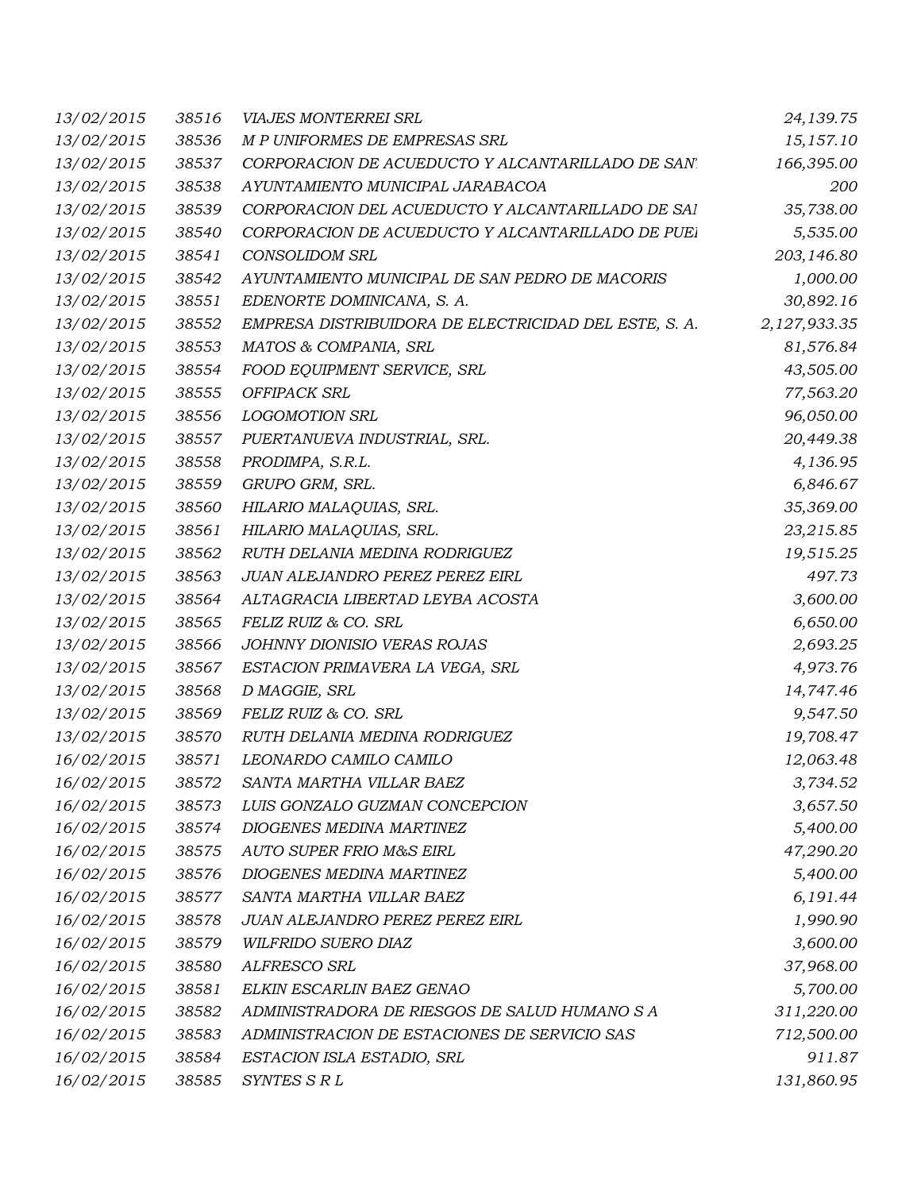| | | | |
|---|---|---|---|
| 13/02/2015 | 38516 | VIAJES MONTERREI SRL | 24,139.75 |
| 13/02/2015 | 38536 | M P UNIFORMES DE EMPRESAS SRL | 15,157.10 |
| 13/02/2015 | 38537 | CORPORACION DE ACUEDUCTO Y ALCANTARILLADO DE SAN | 166,395.00 |
| 13/02/2015 | 38538 | AYUNTAMIENTO MUNICIPAL JARABACOA | 200 |
| 13/02/2015 | 38539 | CORPORACION DEL ACUEDUCTO Y ALCANTARILLADO DE SAI | 35,738.00 |
| 13/02/2015 | 38540 | CORPORACION DE ACUEDUCTO Y ALCANTARILLADO DE PUEI | 5,535.00 |
| 13/02/2015 | 38541 | CONSOLIDOM SRL | 203,146.80 |
| 13/02/2015 | 38542 | AYUNTAMIENTO MUNICIPAL DE SAN PEDRO DE MACORIS | 1,000.00 |
| 13/02/2015 | 38551 | EDENORTE DOMINICANA, S. A. | 30,892.16 |
| 13/02/2015 | 38552 | EMPRESA DISTRIBUIDORA DE ELECTRICIDAD DEL ESTE, S. A. | 2,127,933.35 |
| 13/02/2015 | 38553 | MATOS & COMPANIA, SRL | 81,576.84 |
| 13/02/2015 | 38554 | FOOD EQUIPMENT SERVICE, SRL | 43,505.00 |
| 13/02/2015 | 38555 | OFFIPACK SRL | 77,563.20 |
| 13/02/2015 | 38556 | LOGOMOTION SRL | 96,050.00 |
| 13/02/2015 | 38557 | PUERTANUEVA INDUSTRIAL, SRL. | 20,449.38 |
| 13/02/2015 | 38558 | PRODIMPA, S.R.L. | 4,136.95 |
| 13/02/2015 | 38559 | GRUPO GRM, SRL. | 6,846.67 |
| 13/02/2015 | 38560 | HILARIO MALAQUIAS, SRL. | 35,369.00 |
| 13/02/2015 | 38561 | HILARIO MALAQUIAS, SRL. | 23,215.85 |
| 13/02/2015 | 38562 | RUTH DELANIA MEDINA RODRIGUEZ | 19,515.25 |
| 13/02/2015 | 38563 | JUAN ALEJANDRO PEREZ PEREZ EIRL | 497.73 |
| 13/02/2015 | 38564 | ALTAGRACIA LIBERTAD LEYBA ACOSTA | 3,600.00 |
| 13/02/2015 | 38565 | FELIZ RUIZ & CO. SRL | 6,650.00 |
| 13/02/2015 | 38566 | JOHNNY DIONISIO VERAS ROJAS | 2,693.25 |
| 13/02/2015 | 38567 | ESTACION PRIMAVERA LA VEGA, SRL | 4,973.76 |
| 13/02/2015 | 38568 | D MAGGIE, SRL | 14,747.46 |
| 13/02/2015 | 38569 | FELIZ RUIZ & CO. SRL | 9,547.50 |
| 13/02/2015 | 38570 | RUTH DELANIA MEDINA RODRIGUEZ | 19,708.47 |
| 16/02/2015 | 38571 | LEONARDO CAMILO CAMILO | 12,063.48 |
| 16/02/2015 | 38572 | SANTA MARTHA VILLAR BAEZ | 3,734.52 |
| 16/02/2015 | 38573 | LUIS GONZALO GUZMAN CONCEPCION | 3,657.50 |
| 16/02/2015 | 38574 | DIOGENES MEDINA MARTINEZ | 5,400.00 |
| 16/02/2015 | 38575 | AUTO SUPER FRIO M&S EIRL | 47,290.20 |
| 16/02/2015 | 38576 | DIOGENES MEDINA MARTINEZ | 5,400.00 |
| 16/02/2015 | 38577 | SANTA MARTHA VILLAR BAEZ | 6,191.44 |
| 16/02/2015 | 38578 | JUAN ALEJANDRO PEREZ PEREZ EIRL | 1,990.90 |
| 16/02/2015 | 38579 | WILFRIDO SUERO DIAZ | 3,600.00 |
| 16/02/2015 | 38580 | ALFRESCO SRL | 37,968.00 |
| 16/02/2015 | 38581 | ELKIN ESCARLIN BAEZ GENAO | 5,700.00 |
| 16/02/2015 | 38582 | ADMINISTRADORA DE RIESGOS DE SALUD HUMANO S A | 311,220.00 |
| 16/02/2015 | 38583 | ADMINISTRACION DE ESTACIONES DE SERVICIO SAS | 712,500.00 |
| 16/02/2015 | 38584 | ESTACION ISLA ESTADIO, SRL | 911.87 |
| 16/02/2015 | 38585 | SYNTES S R L | 131,860.95 |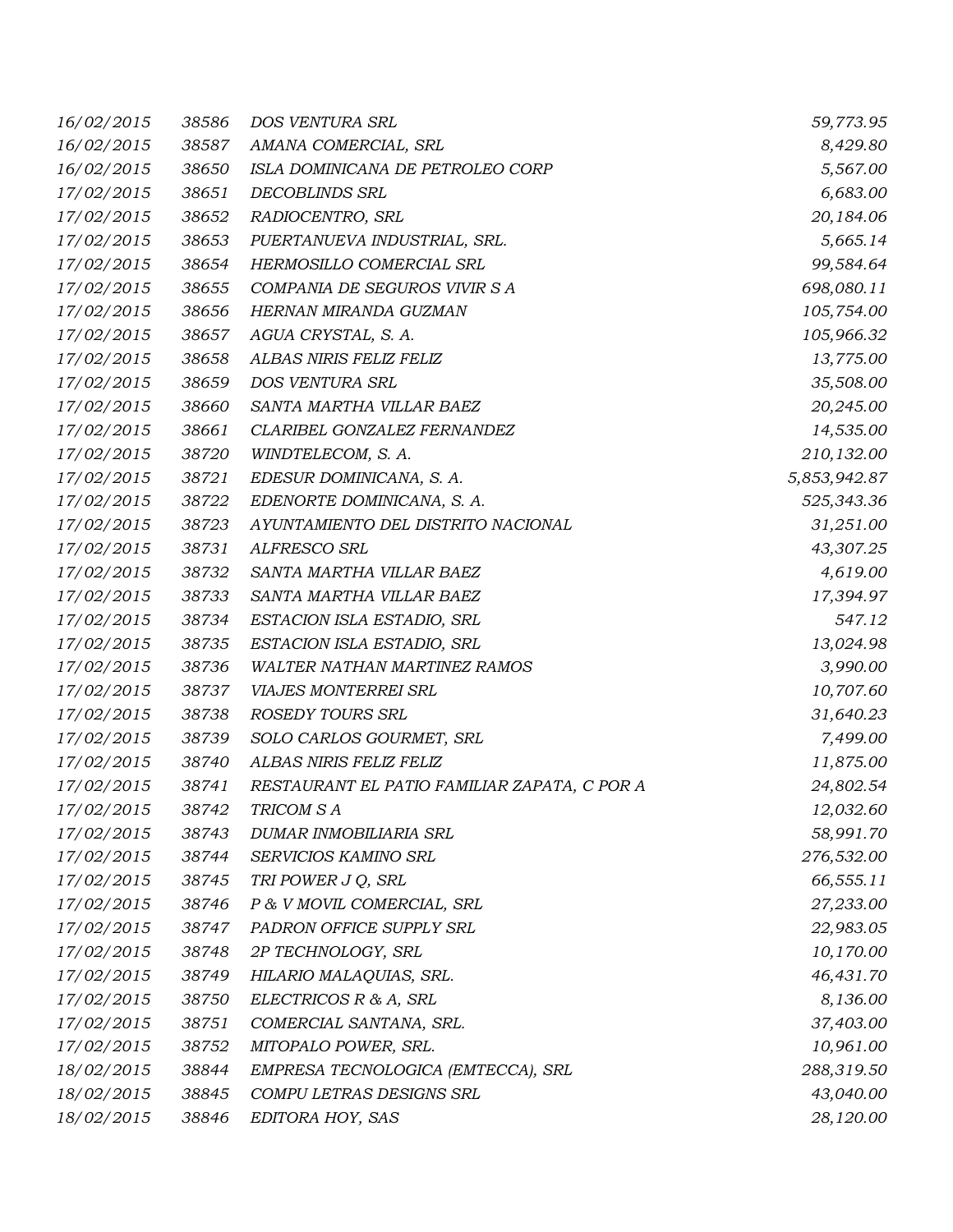| | | | |
|---|---|---|---|
| 16/02/2015 | 38586 | DOS VENTURA SRL | 59,773.95 |
| 16/02/2015 | 38587 | AMANA COMERCIAL, SRL | 8,429.80 |
| 16/02/2015 | 38650 | ISLA DOMINICANA DE PETROLEO CORP | 5,567.00 |
| 17/02/2015 | 38651 | DECOBLINDS SRL | 6,683.00 |
| 17/02/2015 | 38652 | RADIOCENTRO, SRL | 20,184.06 |
| 17/02/2015 | 38653 | PUERTANUEVA INDUSTRIAL, SRL. | 5,665.14 |
| 17/02/2015 | 38654 | HERMOSILLO COMERCIAL SRL | 99,584.64 |
| 17/02/2015 | 38655 | COMPANIA DE SEGUROS VIVIR S A | 698,080.11 |
| 17/02/2015 | 38656 | HERNAN MIRANDA GUZMAN | 105,754.00 |
| 17/02/2015 | 38657 | AGUA CRYSTAL, S. A. | 105,966.32 |
| 17/02/2015 | 38658 | ALBAS NIRIS FELIZ FELIZ | 13,775.00 |
| 17/02/2015 | 38659 | DOS VENTURA SRL | 35,508.00 |
| 17/02/2015 | 38660 | SANTA MARTHA VILLAR BAEZ | 20,245.00 |
| 17/02/2015 | 38661 | CLARIBEL GONZALEZ FERNANDEZ | 14,535.00 |
| 17/02/2015 | 38720 | WINDTELECOM, S. A. | 210,132.00 |
| 17/02/2015 | 38721 | EDESUR DOMINICANA, S. A. | 5,853,942.87 |
| 17/02/2015 | 38722 | EDENORTE DOMINICANA, S. A. | 525,343.36 |
| 17/02/2015 | 38723 | AYUNTAMIENTO DEL DISTRITO NACIONAL | 31,251.00 |
| 17/02/2015 | 38731 | ALFRESCO SRL | 43,307.25 |
| 17/02/2015 | 38732 | SANTA MARTHA VILLAR BAEZ | 4,619.00 |
| 17/02/2015 | 38733 | SANTA MARTHA VILLAR BAEZ | 17,394.97 |
| 17/02/2015 | 38734 | ESTACION ISLA ESTADIO, SRL | 547.12 |
| 17/02/2015 | 38735 | ESTACION ISLA ESTADIO, SRL | 13,024.98 |
| 17/02/2015 | 38736 | WALTER NATHAN MARTINEZ RAMOS | 3,990.00 |
| 17/02/2015 | 38737 | VIAJES MONTERREI SRL | 10,707.60 |
| 17/02/2015 | 38738 | ROSEDY TOURS SRL | 31,640.23 |
| 17/02/2015 | 38739 | SOLO CARLOS GOURMET, SRL | 7,499.00 |
| 17/02/2015 | 38740 | ALBAS NIRIS FELIZ FELIZ | 11,875.00 |
| 17/02/2015 | 38741 | RESTAURANT EL PATIO FAMILIAR ZAPATA, C POR A | 24,802.54 |
| 17/02/2015 | 38742 | TRICOM S A | 12,032.60 |
| 17/02/2015 | 38743 | DUMAR INMOBILIARIA SRL | 58,991.70 |
| 17/02/2015 | 38744 | SERVICIOS KAMINO SRL | 276,532.00 |
| 17/02/2015 | 38745 | TRI POWER J Q, SRL | 66,555.11 |
| 17/02/2015 | 38746 | P & V MOVIL COMERCIAL, SRL | 27,233.00 |
| 17/02/2015 | 38747 | PADRON OFFICE SUPPLY SRL | 22,983.05 |
| 17/02/2015 | 38748 | 2P TECHNOLOGY, SRL | 10,170.00 |
| 17/02/2015 | 38749 | HILARIO MALAQUIAS, SRL. | 46,431.70 |
| 17/02/2015 | 38750 | ELECTRICOS R & A, SRL | 8,136.00 |
| 17/02/2015 | 38751 | COMERCIAL SANTANA, SRL. | 37,403.00 |
| 17/02/2015 | 38752 | MITOPALO POWER, SRL. | 10,961.00 |
| 18/02/2015 | 38844 | EMPRESA TECNOLOGICA (EMTECCA), SRL | 288,319.50 |
| 18/02/2015 | 38845 | COMPU LETRAS DESIGNS SRL | 43,040.00 |
| 18/02/2015 | 38846 | EDITORA HOY, SAS | 28,120.00 |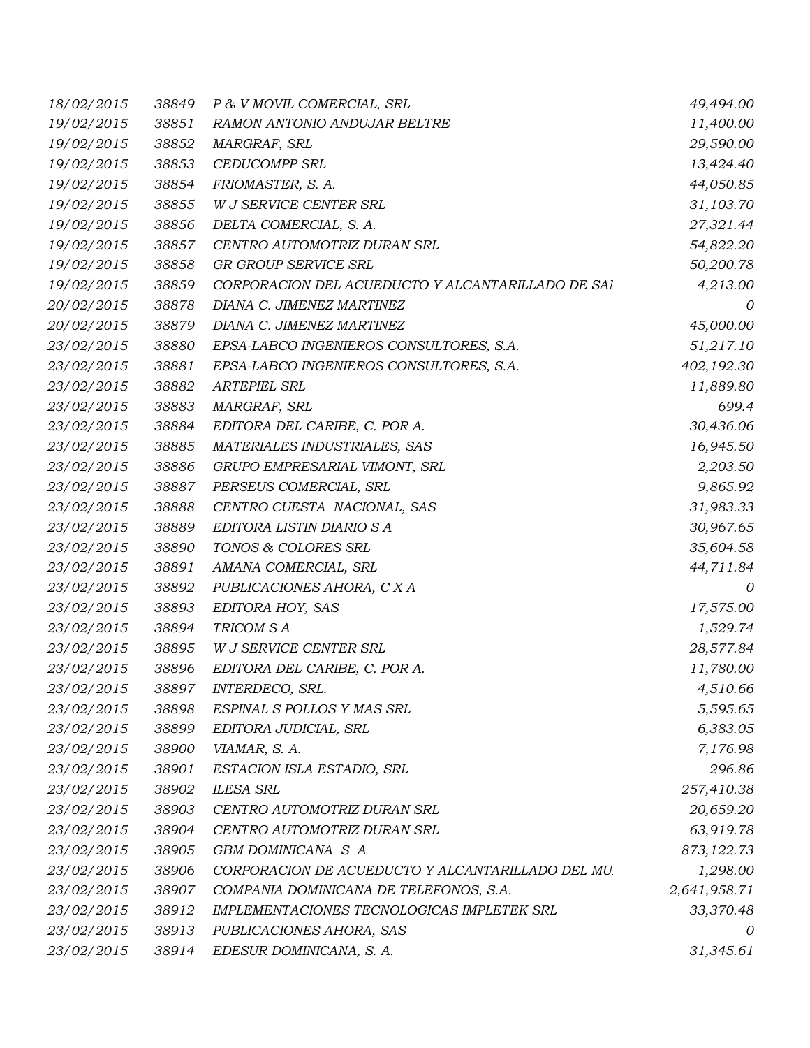| | | | |
|---|---|---|---|
| 18/02/2015 | 38849 | P & V MOVIL COMERCIAL, SRL | 49,494.00 |
| 19/02/2015 | 38851 | RAMON ANTONIO ANDUJAR BELTRE | 11,400.00 |
| 19/02/2015 | 38852 | MARGRAF, SRL | 29,590.00 |
| 19/02/2015 | 38853 | CEDUCOMPP SRL | 13,424.40 |
| 19/02/2015 | 38854 | FRIOMASTER, S. A. | 44,050.85 |
| 19/02/2015 | 38855 | W J SERVICE CENTER SRL | 31,103.70 |
| 19/02/2015 | 38856 | DELTA COMERCIAL, S. A. | 27,321.44 |
| 19/02/2015 | 38857 | CENTRO AUTOMOTRIZ DURAN SRL | 54,822.20 |
| 19/02/2015 | 38858 | GR GROUP SERVICE SRL | 50,200.78 |
| 19/02/2015 | 38859 | CORPORACION DEL ACUEDUCTO Y ALCANTARILLADO DE SAI | 4,213.00 |
| 20/02/2015 | 38878 | DIANA C. JIMENEZ MARTINEZ | 0 |
| 20/02/2015 | 38879 | DIANA C. JIMENEZ MARTINEZ | 45,000.00 |
| 23/02/2015 | 38880 | EPSA-LABCO INGENIEROS CONSULTORES, S.A. | 51,217.10 |
| 23/02/2015 | 38881 | EPSA-LABCO INGENIEROS CONSULTORES, S.A. | 402,192.30 |
| 23/02/2015 | 38882 | ARTEPIEL SRL | 11,889.80 |
| 23/02/2015 | 38883 | MARGRAF, SRL | 699.4 |
| 23/02/2015 | 38884 | EDITORA DEL CARIBE, C. POR A. | 30,436.06 |
| 23/02/2015 | 38885 | MATERIALES INDUSTRIALES, SAS | 16,945.50 |
| 23/02/2015 | 38886 | GRUPO EMPRESARIAL VIMONT, SRL | 2,203.50 |
| 23/02/2015 | 38887 | PERSEUS COMERCIAL, SRL | 9,865.92 |
| 23/02/2015 | 38888 | CENTRO CUESTA NACIONAL, SAS | 31,983.33 |
| 23/02/2015 | 38889 | EDITORA LISTIN DIARIO S A | 30,967.65 |
| 23/02/2015 | 38890 | TONOS & COLORES SRL | 35,604.58 |
| 23/02/2015 | 38891 | AMANA COMERCIAL, SRL | 44,711.84 |
| 23/02/2015 | 38892 | PUBLICACIONES AHORA, C X A | 0 |
| 23/02/2015 | 38893 | EDITORA HOY, SAS | 17,575.00 |
| 23/02/2015 | 38894 | TRICOM S A | 1,529.74 |
| 23/02/2015 | 38895 | W J SERVICE CENTER SRL | 28,577.84 |
| 23/02/2015 | 38896 | EDITORA DEL CARIBE, C. POR A. | 11,780.00 |
| 23/02/2015 | 38897 | INTERDECO, SRL. | 4,510.66 |
| 23/02/2015 | 38898 | ESPINAL S POLLOS Y MAS SRL | 5,595.65 |
| 23/02/2015 | 38899 | EDITORA JUDICIAL, SRL | 6,383.05 |
| 23/02/2015 | 38900 | VIAMAR, S. A. | 7,176.98 |
| 23/02/2015 | 38901 | ESTACION ISLA ESTADIO, SRL | 296.86 |
| 23/02/2015 | 38902 | ILESA SRL | 257,410.38 |
| 23/02/2015 | 38903 | CENTRO AUTOMOTRIZ DURAN SRL | 20,659.20 |
| 23/02/2015 | 38904 | CENTRO AUTOMOTRIZ DURAN SRL | 63,919.78 |
| 23/02/2015 | 38905 | GBM DOMINICANA S A | 873,122.73 |
| 23/02/2015 | 38906 | CORPORACION DE ACUEDUCTO Y ALCANTARILLADO DEL MU | 1,298.00 |
| 23/02/2015 | 38907 | COMPANIA DOMINICANA DE TELEFONOS, S.A. | 2,641,958.71 |
| 23/02/2015 | 38912 | IMPLEMENTACIONES TECNOLOGICAS IMPLETEK SRL | 33,370.48 |
| 23/02/2015 | 38913 | PUBLICACIONES AHORA, SAS | 0 |
| 23/02/2015 | 38914 | EDESUR DOMINICANA, S. A. | 31,345.61 |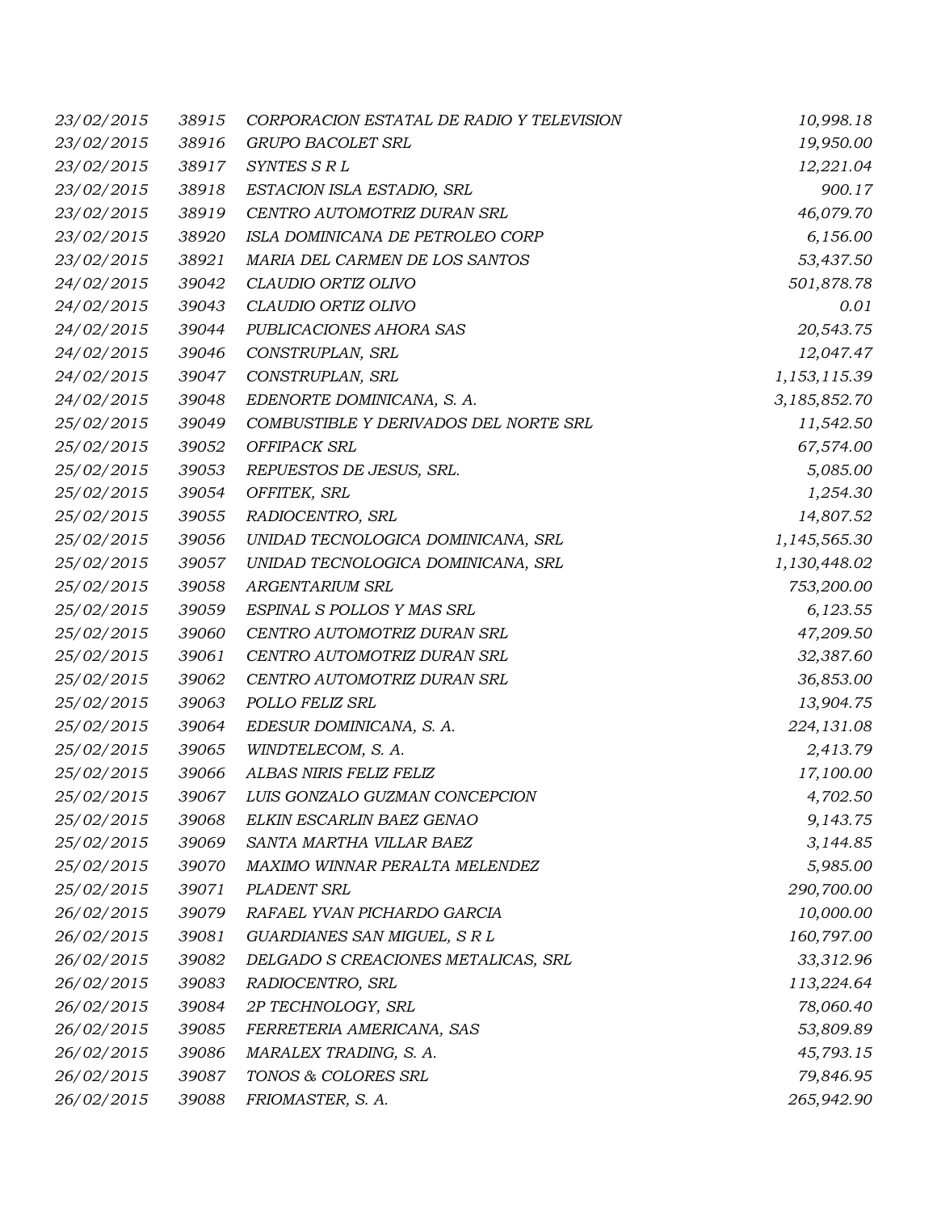| | | | |
|---|---|---|---|
| 23/02/2015 | 38915 | CORPORACION ESTATAL DE RADIO Y TELEVISION | 10,998.18 |
| 23/02/2015 | 38916 | GRUPO BACOLET SRL | 19,950.00 |
| 23/02/2015 | 38917 | SYNTES S R L | 12,221.04 |
| 23/02/2015 | 38918 | ESTACION ISLA ESTADIO, SRL | 900.17 |
| 23/02/2015 | 38919 | CENTRO AUTOMOTRIZ DURAN SRL | 46,079.70 |
| 23/02/2015 | 38920 | ISLA DOMINICANA DE PETROLEO CORP | 6,156.00 |
| 23/02/2015 | 38921 | MARIA DEL CARMEN DE LOS SANTOS | 53,437.50 |
| 24/02/2015 | 39042 | CLAUDIO ORTIZ OLIVO | 501,878.78 |
| 24/02/2015 | 39043 | CLAUDIO ORTIZ OLIVO | 0.01 |
| 24/02/2015 | 39044 | PUBLICACIONES AHORA SAS | 20,543.75 |
| 24/02/2015 | 39046 | CONSTRUPLAN, SRL | 12,047.47 |
| 24/02/2015 | 39047 | CONSTRUPLAN, SRL | 1,153,115.39 |
| 24/02/2015 | 39048 | EDENORTE DOMINICANA, S. A. | 3,185,852.70 |
| 25/02/2015 | 39049 | COMBUSTIBLE Y DERIVADOS DEL NORTE SRL | 11,542.50 |
| 25/02/2015 | 39052 | OFFIPACK SRL | 67,574.00 |
| 25/02/2015 | 39053 | REPUESTOS DE JESUS, SRL. | 5,085.00 |
| 25/02/2015 | 39054 | OFFITEK, SRL | 1,254.30 |
| 25/02/2015 | 39055 | RADIOCENTRO, SRL | 14,807.52 |
| 25/02/2015 | 39056 | UNIDAD TECNOLOGICA DOMINICANA, SRL | 1,145,565.30 |
| 25/02/2015 | 39057 | UNIDAD TECNOLOGICA DOMINICANA, SRL | 1,130,448.02 |
| 25/02/2015 | 39058 | ARGENTARIUM SRL | 753,200.00 |
| 25/02/2015 | 39059 | ESPINAL S POLLOS Y MAS SRL | 6,123.55 |
| 25/02/2015 | 39060 | CENTRO AUTOMOTRIZ DURAN SRL | 47,209.50 |
| 25/02/2015 | 39061 | CENTRO AUTOMOTRIZ DURAN SRL | 32,387.60 |
| 25/02/2015 | 39062 | CENTRO AUTOMOTRIZ DURAN SRL | 36,853.00 |
| 25/02/2015 | 39063 | POLLO FELIZ SRL | 13,904.75 |
| 25/02/2015 | 39064 | EDESUR DOMINICANA, S. A. | 224,131.08 |
| 25/02/2015 | 39065 | WINDTELECOM, S. A. | 2,413.79 |
| 25/02/2015 | 39066 | ALBAS NIRIS FELIZ FELIZ | 17,100.00 |
| 25/02/2015 | 39067 | LUIS GONZALO GUZMAN CONCEPCION | 4,702.50 |
| 25/02/2015 | 39068 | ELKIN ESCARLIN BAEZ GENAO | 9,143.75 |
| 25/02/2015 | 39069 | SANTA MARTHA VILLAR BAEZ | 3,144.85 |
| 25/02/2015 | 39070 | MAXIMO WINNAR PERALTA MELENDEZ | 5,985.00 |
| 25/02/2015 | 39071 | PLADENT SRL | 290,700.00 |
| 26/02/2015 | 39079 | RAFAEL YVAN PICHARDO GARCIA | 10,000.00 |
| 26/02/2015 | 39081 | GUARDIANES SAN MIGUEL, S R L | 160,797.00 |
| 26/02/2015 | 39082 | DELGADO S CREACIONES METALICAS, SRL | 33,312.96 |
| 26/02/2015 | 39083 | RADIOCENTRO, SRL | 113,224.64 |
| 26/02/2015 | 39084 | 2P TECHNOLOGY, SRL | 78,060.40 |
| 26/02/2015 | 39085 | FERRETERIA AMERICANA, SAS | 53,809.89 |
| 26/02/2015 | 39086 | MARALEX TRADING, S. A. | 45,793.15 |
| 26/02/2015 | 39087 | TONOS & COLORES SRL | 79,846.95 |
| 26/02/2015 | 39088 | FRIOMASTER, S. A. | 265,942.90 |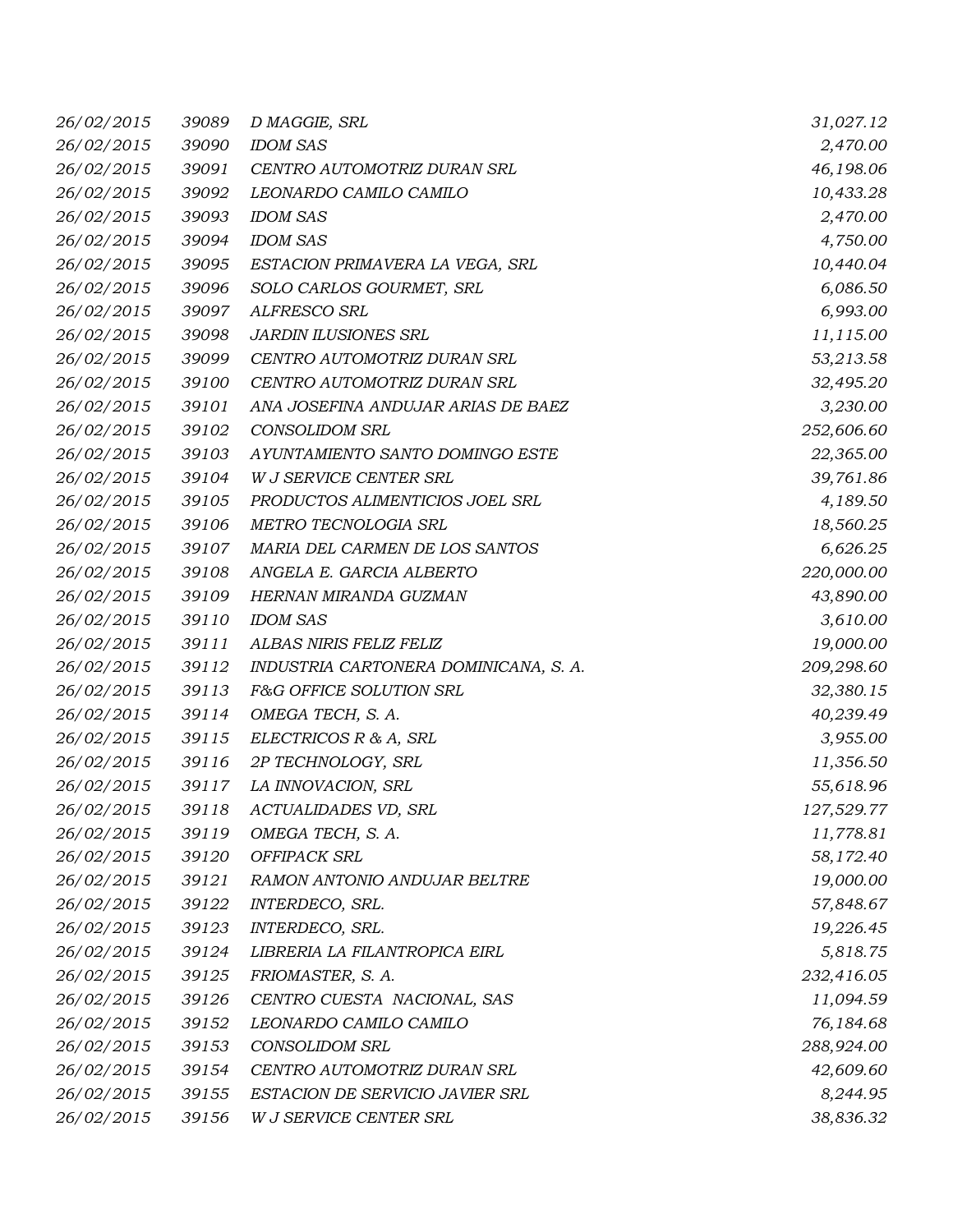| | | | |
|---|---|---|---|
| 26/02/2015 | 39089 | D MAGGIE, SRL | 31,027.12 |
| 26/02/2015 | 39090 | IDOM SAS | 2,470.00 |
| 26/02/2015 | 39091 | CENTRO AUTOMOTRIZ DURAN SRL | 46,198.06 |
| 26/02/2015 | 39092 | LEONARDO CAMILO CAMILO | 10,433.28 |
| 26/02/2015 | 39093 | IDOM SAS | 2,470.00 |
| 26/02/2015 | 39094 | IDOM SAS | 4,750.00 |
| 26/02/2015 | 39095 | ESTACION PRIMAVERA LA VEGA, SRL | 10,440.04 |
| 26/02/2015 | 39096 | SOLO CARLOS GOURMET, SRL | 6,086.50 |
| 26/02/2015 | 39097 | ALFRESCO SRL | 6,993.00 |
| 26/02/2015 | 39098 | JARDIN ILUSIONES SRL | 11,115.00 |
| 26/02/2015 | 39099 | CENTRO AUTOMOTRIZ DURAN SRL | 53,213.58 |
| 26/02/2015 | 39100 | CENTRO AUTOMOTRIZ DURAN SRL | 32,495.20 |
| 26/02/2015 | 39101 | ANA JOSEFINA ANDUJAR ARIAS DE BAEZ | 3,230.00 |
| 26/02/2015 | 39102 | CONSOLIDOM SRL | 252,606.60 |
| 26/02/2015 | 39103 | AYUNTAMIENTO SANTO DOMINGO ESTE | 22,365.00 |
| 26/02/2015 | 39104 | W J SERVICE CENTER SRL | 39,761.86 |
| 26/02/2015 | 39105 | PRODUCTOS ALIMENTICIOS JOEL SRL | 4,189.50 |
| 26/02/2015 | 39106 | METRO TECNOLOGIA SRL | 18,560.25 |
| 26/02/2015 | 39107 | MARIA DEL CARMEN DE LOS SANTOS | 6,626.25 |
| 26/02/2015 | 39108 | ANGELA E. GARCIA ALBERTO | 220,000.00 |
| 26/02/2015 | 39109 | HERNAN MIRANDA GUZMAN | 43,890.00 |
| 26/02/2015 | 39110 | IDOM SAS | 3,610.00 |
| 26/02/2015 | 39111 | ALBAS NIRIS FELIZ FELIZ | 19,000.00 |
| 26/02/2015 | 39112 | INDUSTRIA CARTONERA DOMINICANA, S. A. | 209,298.60 |
| 26/02/2015 | 39113 | F&G OFFICE SOLUTION SRL | 32,380.15 |
| 26/02/2015 | 39114 | OMEGA TECH, S. A. | 40,239.49 |
| 26/02/2015 | 39115 | ELECTRICOS R & A, SRL | 3,955.00 |
| 26/02/2015 | 39116 | 2P TECHNOLOGY, SRL | 11,356.50 |
| 26/02/2015 | 39117 | LA INNOVACION, SRL | 55,618.96 |
| 26/02/2015 | 39118 | ACTUALIDADES VD, SRL | 127,529.77 |
| 26/02/2015 | 39119 | OMEGA TECH, S. A. | 11,778.81 |
| 26/02/2015 | 39120 | OFFIPACK SRL | 58,172.40 |
| 26/02/2015 | 39121 | RAMON ANTONIO ANDUJAR BELTRE | 19,000.00 |
| 26/02/2015 | 39122 | INTERDECO, SRL. | 57,848.67 |
| 26/02/2015 | 39123 | INTERDECO, SRL. | 19,226.45 |
| 26/02/2015 | 39124 | LIBRERIA LA FILANTROPICA EIRL | 5,818.75 |
| 26/02/2015 | 39125 | FRIOMASTER, S. A. | 232,416.05 |
| 26/02/2015 | 39126 | CENTRO CUESTA NACIONAL, SAS | 11,094.59 |
| 26/02/2015 | 39152 | LEONARDO CAMILO CAMILO | 76,184.68 |
| 26/02/2015 | 39153 | CONSOLIDOM SRL | 288,924.00 |
| 26/02/2015 | 39154 | CENTRO AUTOMOTRIZ DURAN SRL | 42,609.60 |
| 26/02/2015 | 39155 | ESTACION DE SERVICIO JAVIER SRL | 8,244.95 |
| 26/02/2015 | 39156 | W J SERVICE CENTER SRL | 38,836.32 |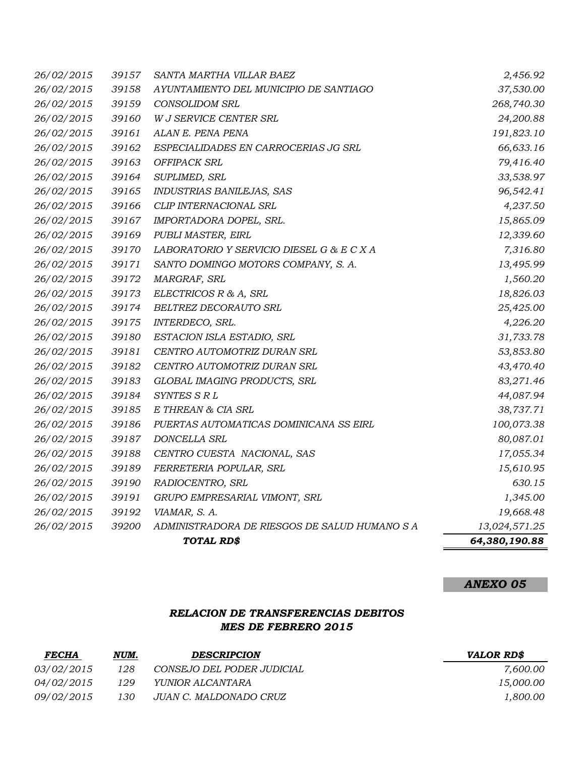| | | | |
|---|---|---|---:|
| *26/02/2015* | *39157* | *SANTA MARTHA VILLAR BAEZ* | *2,456.92* |
| *26/02/2015* | *39158* | *AYUNTAMIENTO DEL MUNICIPIO DE SANTIAGO* | *37,530.00* |
| *26/02/2015* | *39159* | *CONSOLIDOM SRL* | *268,740.30* |
| *26/02/2015* | *39160* | *W J SERVICE CENTER SRL* | *24,200.88* |
| *26/02/2015* | *39161* | *ALAN E. PENA PENA* | *191,823.10* |
| *26/02/2015* | *39162* | *ESPECIALIDADES EN CARROCERIAS JG SRL* | *66,633.16* |
| *26/02/2015* | *39163* | *OFFIPACK SRL* | *79,416.40* |
| *26/02/2015* | *39164* | *SUPLIMED, SRL* | *33,538.97* |
| *26/02/2015* | *39165* | *INDUSTRIAS BANILEJAS, SAS* | *96,542.41* |
| *26/02/2015* | *39166* | *CLIP INTERNACIONAL SRL* | *4,237.50* |
| *26/02/2015* | *39167* | *IMPORTADORA DOPEL, SRL.* | *15,865.09* |
| *26/02/2015* | *39169* | *PUBLI MASTER, EIRL* | *12,339.60* |
| *26/02/2015* | *39170* | *LABORATORIO Y SERVICIO DIESEL G & E C X A* | *7,316.80* |
| *26/02/2015* | *39171* | *SANTO DOMINGO MOTORS COMPANY, S. A.* | *13,495.99* |
| *26/02/2015* | *39172* | *MARGRAF, SRL* | *1,560.20* |
| *26/02/2015* | *39173* | *ELECTRICOS R & A, SRL* | *18,826.03* |
| *26/02/2015* | *39174* | *BELTREZ DECORAUTO SRL* | *25,425.00* |
| *26/02/2015* | *39175* | *INTERDECO, SRL.* | *4,226.20* |
| *26/02/2015* | *39180* | *ESTACION ISLA ESTADIO, SRL* | *31,733.78* |
| *26/02/2015* | *39181* | *CENTRO AUTOMOTRIZ DURAN SRL* | *53,853.80* |
| *26/02/2015* | *39182* | *CENTRO AUTOMOTRIZ DURAN SRL* | *43,470.40* |
| *26/02/2015* | *39183* | *GLOBAL IMAGING PRODUCTS, SRL* | *83,271.46* |
| *26/02/2015* | *39184* | *SYNTES S R L* | *44,087.94* |
| *26/02/2015* | *39185* | *E THREAN & CIA SRL* | *38,737.71* |
| *26/02/2015* | *39186* | *PUERTAS AUTOMATICAS DOMINICANA SS EIRL* | *100,073.38* |
| *26/02/2015* | *39187* | *DONCELLA SRL* | *80,087.01* |
| *26/02/2015* | *39188* | *CENTRO CUESTA NACIONAL, SAS* | *17,055.34* |
| *26/02/2015* | *39189* | *FERRETERIA POPULAR, SRL* | *15,610.95* |
| *26/02/2015* | *39190* | *RADIOCENTRO, SRL* | *630.15* |
| *26/02/2015* | *39191* | *GRUPO EMPRESARIAL VIMONT, SRL* | *1,345.00* |
| *26/02/2015* | *39192* | *VIAMAR, S. A.* | *19,668.48* |
| *26/02/2015* | *39200* | *ADMINISTRADORA DE RIESGOS DE SALUD HUMANO S A* | *13,024,571.25* |
| | | ***TOTAL RD$*** | ***64,380,190.88*** |

***ANEXO 05***

### *RELACION DE TRANSFERENCIAS DEBITOS*
### *MES DE FEBRERO 2015*

| ***FECHA*** | ***NUM.*** | ***DESCRIPCION*** | ***VALOR RD$*** |
|---|---|---|---:|
| *03/02/2015* | *128* | *CONSEJO DEL PODER JUDICIAL* | *7,600.00* |
| *04/02/2015* | *129* | *YUNIOR ALCANTARA* | *15,000.00* |
| *09/02/2015* | *130* | *JUAN C. MALDONADO CRUZ* | *1,800.00* |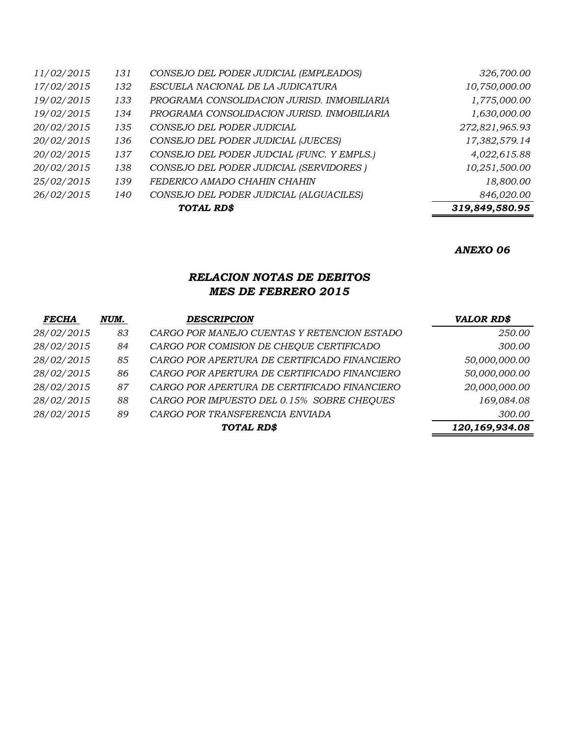| | | | |
|---|---|---|---|
| *11/02/2015* | *131* | *CONSEJO DEL PODER JUDICIAL (EMPLEADOS)* | *326,700.00* |
| *17/02/2015* | *132* | *ESCUELA NACIONAL DE LA JUDICATURA* | *10,750,000.00* |
| *19/02/2015* | *133* | *PROGRAMA CONSOLIDACION JURISD. INMOBILIARIA* | *1,775,000.00* |
| *19/02/2015* | *134* | *PROGRAMA CONSOLIDACION JURISD. INMOBILIARIA* | *1,630,000.00* |
| *20/02/2015* | *135* | *CONSEJO DEL PODER JUDICIAL* | *272,821,965.93* |
| *20/02/2015* | *136* | *CONSEJO DEL PODER JUDICIAL (JUECES)* | *17,382,579.14* |
| *20/02/2015* | *137* | *CONSEJO DEL PODER JUDCIAL (FUNC. Y EMPLS.)* | *4,022,615.88* |
| *20/02/2015* | *138* | *CONSEJO DEL PODER JUDICIAL (SERVIDORES )* | *10,251,500.00* |
| *25/02/2015* | *139* | *FEDERICO AMADO CHAHIN CHAHIN* | *18,800.00* |
| *26/02/2015* | *140* | *CONSEJO DEL PODER JUDICIAL (ALGUACILES)* | *846,020.00* |
| | | ***TOTAL RD$*** | ***319,849,580.95*** |

***ANEXO 06***

## *RELACION NOTAS DE DEBITOS*
## *MES DE FEBRERO 2015*

| *FECHA* | *NUM.* | *DESCRIPCION* | *VALOR RD$* |
|---|---|---|---|
| *28/02/2015* | *83* | *CARGO POR MANEJO CUENTAS Y RETENCION ESTADO* | *250.00* |
| *28/02/2015* | *84* | *CARGO POR COMISION DE CHEQUE CERTIFICADO* | *300.00* |
| *28/02/2015* | *85* | *CARGO POR APERTURA DE CERTIFICADO FINANCIERO* | *50,000,000.00* |
| *28/02/2015* | *86* | *CARGO POR APERTURA DE CERTIFICADO FINANCIERO* | *50,000,000.00* |
| *28/02/2015* | *87* | *CARGO POR APERTURA DE CERTIFICADO FINANCIERO* | *20,000,000.00* |
| *28/02/2015* | *88* | *CARGO POR IMPUESTO DEL 0.15% SOBRE CHEQUES* | *169,084.08* |
| *28/02/2015* | *89* | *CARGO POR TRANSFERENCIA ENVIADA* | *300.00* |
| | | ***TOTAL RD$*** | ***120,169,934.08*** |